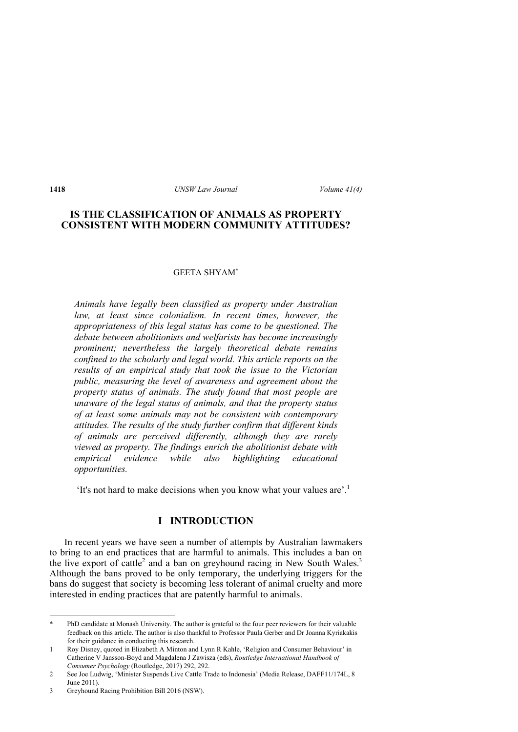# IS THE CLASSIFICATION OF ANIMALS AS PROPERTY CONSISTENT WITH MODERN COMMUNITY ATTITUDES?

GEETA SHYAM[*]

*Animals have legally been classified as property under Australian law, at least since colonialism. In recent times, however, the appropriateness of this legal status has come to be questioned. The debate between abolitionists and welfarists has become increasingly prominent; nevertheless the largely theoretical debate remains confined to the scholarly and legal world. This article reports on the results of an empirical study that took the issue to the Victorian public, measuring the level of awareness and agreement about the property status of animals. The study found that most people are unaware of the legal status of animals, and that the property status of at least some animals may not be consistent with contemporary attitudes. The results of the study further confirm that different kinds of animals are perceived differently, although they are rarely viewed as property. The findings enrich the abolitionist debate with empirical evidence while also highlighting educational opportunities.*

'It's not hard to make decisions when you know what your values are'.[1]

## I INTRODUCTION

In recent years we have seen a number of attempts by Australian lawmakers to bring to an end practices that are harmful to animals. This includes a ban on the live export of cattle[2] and a ban on greyhound racing in New South Wales.[3] Although the bans proved to be only temporary, the underlying triggers for the bans do suggest that society is becoming less tolerant of animal cruelty and more interested in ending practices that are patently harmful to animals.

---

\* PhD candidate at Monash University. The author is grateful to the four peer reviewers for their valuable feedback on this article. The author is also thankful to Professor Paula Gerber and Dr Joanna Kyriakakis for their guidance in conducting this research.

1 Roy Disney, quoted in Elizabeth A Minton and Lynn R Kahle, 'Religion and Consumer Behaviour' in Catherine V Jansson-Boyd and Magdalena J Zawisza (eds), *Routledge International Handbook of Consumer Psychology* (Routledge, 2017) 292, 292.

2 See Joe Ludwig, 'Minister Suspends Live Cattle Trade to Indonesia' (Media Release, DAFF11/174L, 8 June 2011).

3 Greyhound Racing Prohibition Bill 2016 (NSW).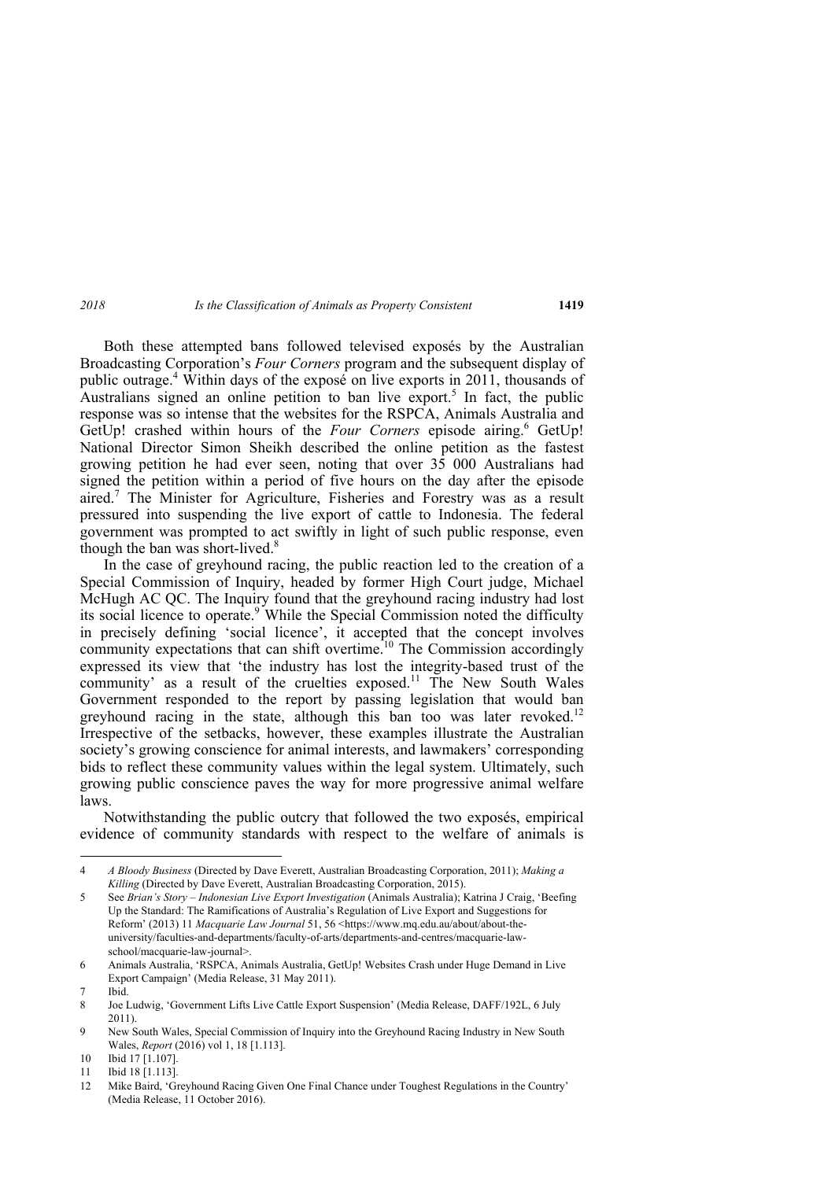Both these attempted bans followed televised exposés by the Australian Broadcasting Corporation's *Four Corners* program and the subsequent display of public outrage.[4] Within days of the exposé on live exports in 2011, thousands of Australians signed an online petition to ban live export.[5] In fact, the public response was so intense that the websites for the RSPCA, Animals Australia and GetUp! crashed within hours of the *Four Corners* episode airing.[6] GetUp! National Director Simon Sheikh described the online petition as the fastest growing petition he had ever seen, noting that over 35 000 Australians had signed the petition within a period of five hours on the day after the episode aired.[7] The Minister for Agriculture, Fisheries and Forestry was as a result pressured into suspending the live export of cattle to Indonesia. The federal government was prompted to act swiftly in light of such public response, even though the ban was short-lived.[8]

In the case of greyhound racing, the public reaction led to the creation of a Special Commission of Inquiry, headed by former High Court judge, Michael McHugh AC QC. The Inquiry found that the greyhound racing industry had lost its social licence to operate.[9] While the Special Commission noted the difficulty in precisely defining 'social licence', it accepted that the concept involves community expectations that can shift overtime.[10] The Commission accordingly expressed its view that 'the industry has lost the integrity-based trust of the community' as a result of the cruelties exposed.[11] The New South Wales Government responded to the report by passing legislation that would ban greyhound racing in the state, although this ban too was later revoked.[12] Irrespective of the setbacks, however, these examples illustrate the Australian society's growing conscience for animal interests, and lawmakers' corresponding bids to reflect these community values within the legal system. Ultimately, such growing public conscience paves the way for more progressive animal welfare laws.

Notwithstanding the public outcry that followed the two exposés, empirical evidence of community standards with respect to the welfare of animals is

---

4 *A Bloody Business* (Directed by Dave Everett, Australian Broadcasting Corporation, 2011); *Making a Killing* (Directed by Dave Everett, Australian Broadcasting Corporation, 2015).

5 See *Brian's Story – Indonesian Live Export Investigation* (Animals Australia); Katrina J Craig, 'Beefing Up the Standard: The Ramifications of Australia's Regulation of Live Export and Suggestions for Reform' (2013) 11 *Macquarie Law Journal* 51, 56 <https://www.mq.edu.au/about/about-the-university/faculties-and-departments/faculty-of-arts/departments-and-centres/macquarie-law-school/macquarie-law-journal>.

6 Animals Australia, 'RSPCA, Animals Australia, GetUp! Websites Crash under Huge Demand in Live Export Campaign' (Media Release, 31 May 2011).

7 Ibid.

8 Joe Ludwig, 'Government Lifts Live Cattle Export Suspension' (Media Release, DAFF/192L, 6 July 2011).

9 New South Wales, Special Commission of Inquiry into the Greyhound Racing Industry in New South Wales, *Report* (2016) vol 1, 18 [1.113].

10 Ibid 17 [1.107].

11 Ibid 18 [1.113].

12 Mike Baird, 'Greyhound Racing Given One Final Chance under Toughest Regulations in the Country' (Media Release, 11 October 2016).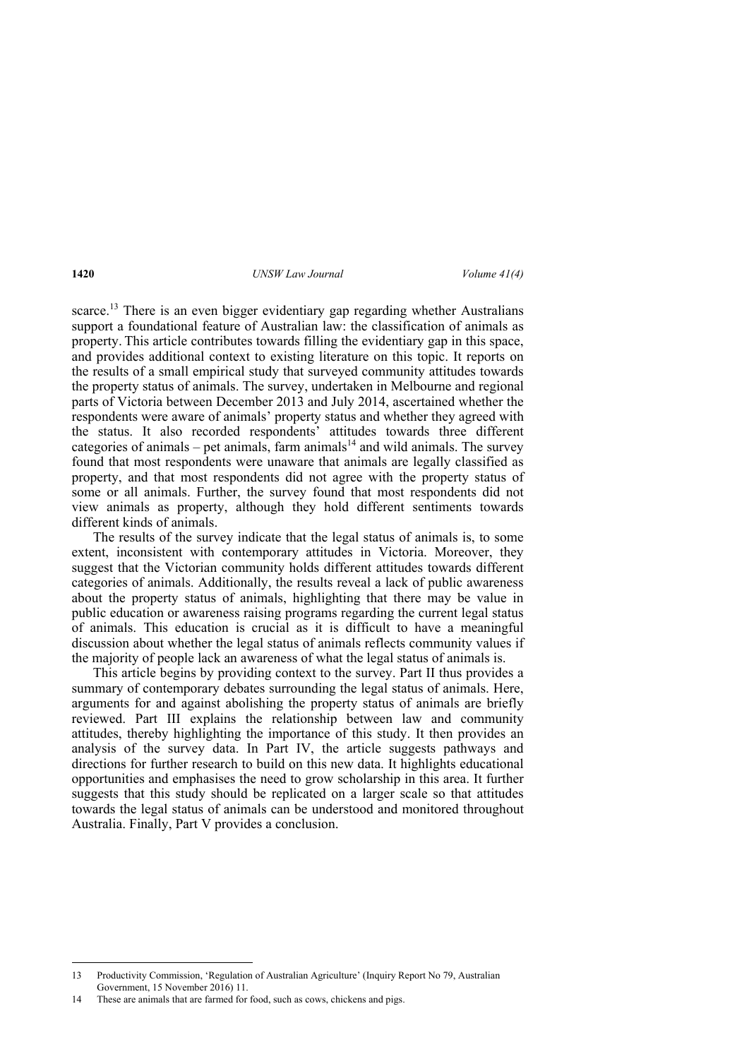scarce.[13] There is an even bigger evidentiary gap regarding whether Australians support a foundational feature of Australian law: the classification of animals as property. This article contributes towards filling the evidentiary gap in this space, and provides additional context to existing literature on this topic. It reports on the results of a small empirical study that surveyed community attitudes towards the property status of animals. The survey, undertaken in Melbourne and regional parts of Victoria between December 2013 and July 2014, ascertained whether the respondents were aware of animals' property status and whether they agreed with the status. It also recorded respondents' attitudes towards three different categories of animals – pet animals, farm animals[14] and wild animals. The survey found that most respondents were unaware that animals are legally classified as property, and that most respondents did not agree with the property status of some or all animals. Further, the survey found that most respondents did not view animals as property, although they hold different sentiments towards different kinds of animals.

The results of the survey indicate that the legal status of animals is, to some extent, inconsistent with contemporary attitudes in Victoria. Moreover, they suggest that the Victorian community holds different attitudes towards different categories of animals. Additionally, the results reveal a lack of public awareness about the property status of animals, highlighting that there may be value in public education or awareness raising programs regarding the current legal status of animals. This education is crucial as it is difficult to have a meaningful discussion about whether the legal status of animals reflects community values if the majority of people lack an awareness of what the legal status of animals is.

This article begins by providing context to the survey. Part II thus provides a summary of contemporary debates surrounding the legal status of animals. Here, arguments for and against abolishing the property status of animals are briefly reviewed. Part III explains the relationship between law and community attitudes, thereby highlighting the importance of this study. It then provides an analysis of the survey data. In Part IV, the article suggests pathways and directions for further research to build on this new data. It highlights educational opportunities and emphasises the need to grow scholarship in this area. It further suggests that this study should be replicated on a larger scale so that attitudes towards the legal status of animals can be understood and monitored throughout Australia. Finally, Part V provides a conclusion.

---

13 Productivity Commission, 'Regulation of Australian Agriculture' (Inquiry Report No 79, Australian Government, 15 November 2016) 11.

14 These are animals that are farmed for food, such as cows, chickens and pigs.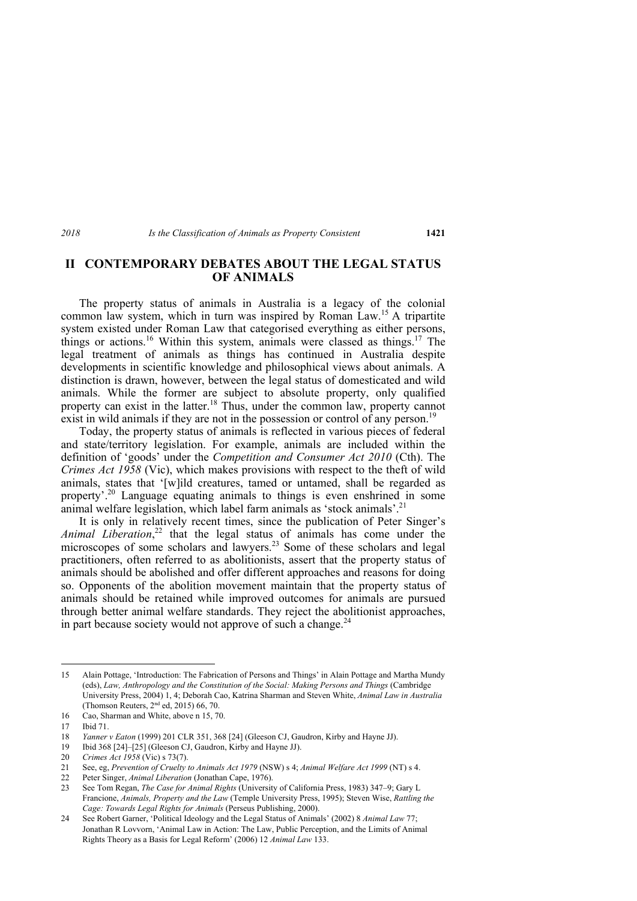## II CONTEMPORARY DEBATES ABOUT THE LEGAL STATUS OF ANIMALS

The property status of animals in Australia is a legacy of the colonial common law system, which in turn was inspired by Roman Law.[15] A tripartite system existed under Roman Law that categorised everything as either persons, things or actions.[16] Within this system, animals were classed as things.[17] The legal treatment of animals as things has continued in Australia despite developments in scientific knowledge and philosophical views about animals. A distinction is drawn, however, between the legal status of domesticated and wild animals. While the former are subject to absolute property, only qualified property can exist in the latter.[18] Thus, under the common law, property cannot exist in wild animals if they are not in the possession or control of any person.[19]

Today, the property status of animals is reflected in various pieces of federal and state/territory legislation. For example, animals are included within the definition of 'goods' under the *Competition and Consumer Act 2010* (Cth). The *Crimes Act 1958* (Vic), which makes provisions with respect to the theft of wild animals, states that '[w]ild creatures, tamed or untamed, shall be regarded as property'.[20] Language equating animals to things is even enshrined in some animal welfare legislation, which label farm animals as 'stock animals'.[21]

It is only in relatively recent times, since the publication of Peter Singer's *Animal Liberation*,[22] that the legal status of animals has come under the microscopes of some scholars and lawyers.[23] Some of these scholars and legal practitioners, often referred to as abolitionists, assert that the property status of animals should be abolished and offer different approaches and reasons for doing so. Opponents of the abolition movement maintain that the property status of animals should be retained while improved outcomes for animals are pursued through better animal welfare standards. They reject the abolitionist approaches, in part because society would not approve of such a change.[24]

---

15 Alain Pottage, 'Introduction: The Fabrication of Persons and Things' in Alain Pottage and Martha Mundy (eds), *Law, Anthropology and the Constitution of the Social: Making Persons and Things* (Cambridge University Press, 2004) 1, 4; Deborah Cao, Katrina Sharman and Steven White, *Animal Law in Australia* (Thomson Reuters, 2nd ed, 2015) 66, 70.

16 Cao, Sharman and White, above n 15, 70.

17 Ibid 71.

18 *Yanner v Eaton* (1999) 201 CLR 351, 368 [24] (Gleeson CJ, Gaudron, Kirby and Hayne JJ).

19 Ibid 368 [24]–[25] (Gleeson CJ, Gaudron, Kirby and Hayne JJ).

20 *Crimes Act 1958* (Vic) s 73(7).

21 See, eg, *Prevention of Cruelty to Animals Act 1979* (NSW) s 4; *Animal Welfare Act 1999* (NT) s 4.

22 Peter Singer, *Animal Liberation* (Jonathan Cape, 1976).

23 See Tom Regan, *The Case for Animal Rights* (University of California Press, 1983) 347–9; Gary L Francione, *Animals, Property and the Law* (Temple University Press, 1995); Steven Wise, *Rattling the Cage: Towards Legal Rights for Animals* (Perseus Publishing, 2000).

24 See Robert Garner, 'Political Ideology and the Legal Status of Animals' (2002) 8 *Animal Law* 77; Jonathan R Lovvorn, 'Animal Law in Action: The Law, Public Perception, and the Limits of Animal Rights Theory as a Basis for Legal Reform' (2006) 12 *Animal Law* 133.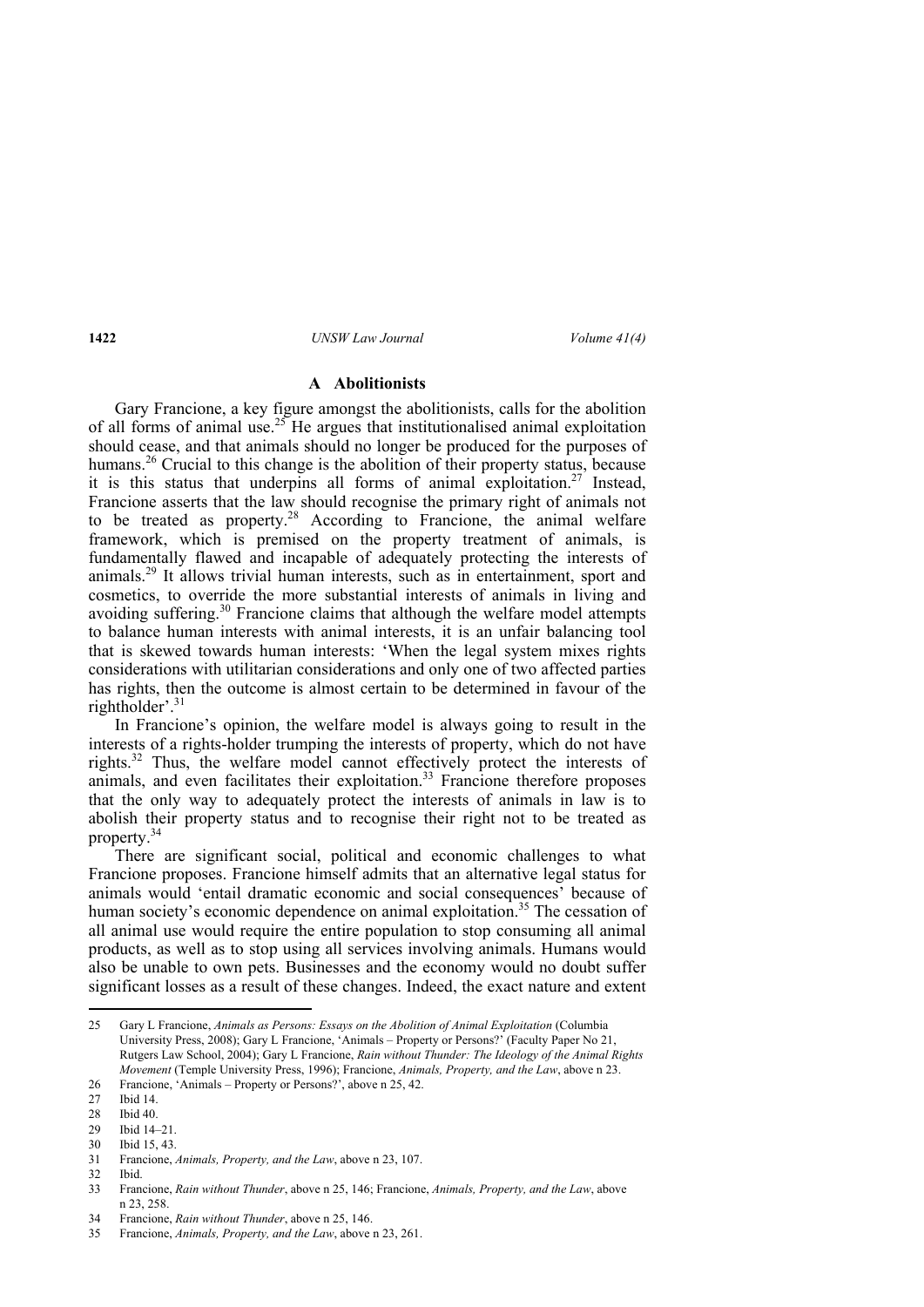### A Abolitionists

Gary Francione, a key figure amongst the abolitionists, calls for the abolition of all forms of animal use.[25] He argues that institutionalised animal exploitation should cease, and that animals should no longer be produced for the purposes of humans.[26] Crucial to this change is the abolition of their property status, because it is this status that underpins all forms of animal exploitation.[27] Instead, Francione asserts that the law should recognise the primary right of animals not to be treated as property.[28] According to Francione, the animal welfare framework, which is premised on the property treatment of animals, is fundamentally flawed and incapable of adequately protecting the interests of animals.[29] It allows trivial human interests, such as in entertainment, sport and cosmetics, to override the more substantial interests of animals in living and avoiding suffering.[30] Francione claims that although the welfare model attempts to balance human interests with animal interests, it is an unfair balancing tool that is skewed towards human interests: 'When the legal system mixes rights considerations with utilitarian considerations and only one of two affected parties has rights, then the outcome is almost certain to be determined in favour of the rightholder'.[31]

In Francione's opinion, the welfare model is always going to result in the interests of a rights-holder trumping the interests of property, which do not have rights.[32] Thus, the welfare model cannot effectively protect the interests of animals, and even facilitates their exploitation.[33] Francione therefore proposes that the only way to adequately protect the interests of animals in law is to abolish their property status and to recognise their right not to be treated as property.[34]

There are significant social, political and economic challenges to what Francione proposes. Francione himself admits that an alternative legal status for animals would 'entail dramatic economic and social consequences' because of human society's economic dependence on animal exploitation.[35] The cessation of all animal use would require the entire population to stop consuming all animal products, as well as to stop using all services involving animals. Humans would also be unable to own pets. Businesses and the economy would no doubt suffer significant losses as a result of these changes. Indeed, the exact nature and extent

---

25 Gary L Francione, *Animals as Persons: Essays on the Abolition of Animal Exploitation* (Columbia University Press, 2008); Gary L Francione, 'Animals – Property or Persons?' (Faculty Paper No 21, Rutgers Law School, 2004); Gary L Francione, *Rain without Thunder: The Ideology of the Animal Rights Movement* (Temple University Press, 1996); Francione, *Animals, Property, and the Law*, above n 23.

26 Francione, 'Animals – Property or Persons?', above n 25, 42.

27 Ibid 14.

28 Ibid 40.

29 Ibid 14–21.

30 Ibid 15, 43.

31 Francione, *Animals, Property, and the Law*, above n 23, 107.

32 Ibid.

33 Francione, *Rain without Thunder*, above n 25, 146; Francione, *Animals, Property, and the Law*, above n 23, 258.

34 Francione, *Rain without Thunder*, above n 25, 146.

35 Francione, *Animals, Property, and the Law*, above n 23, 261.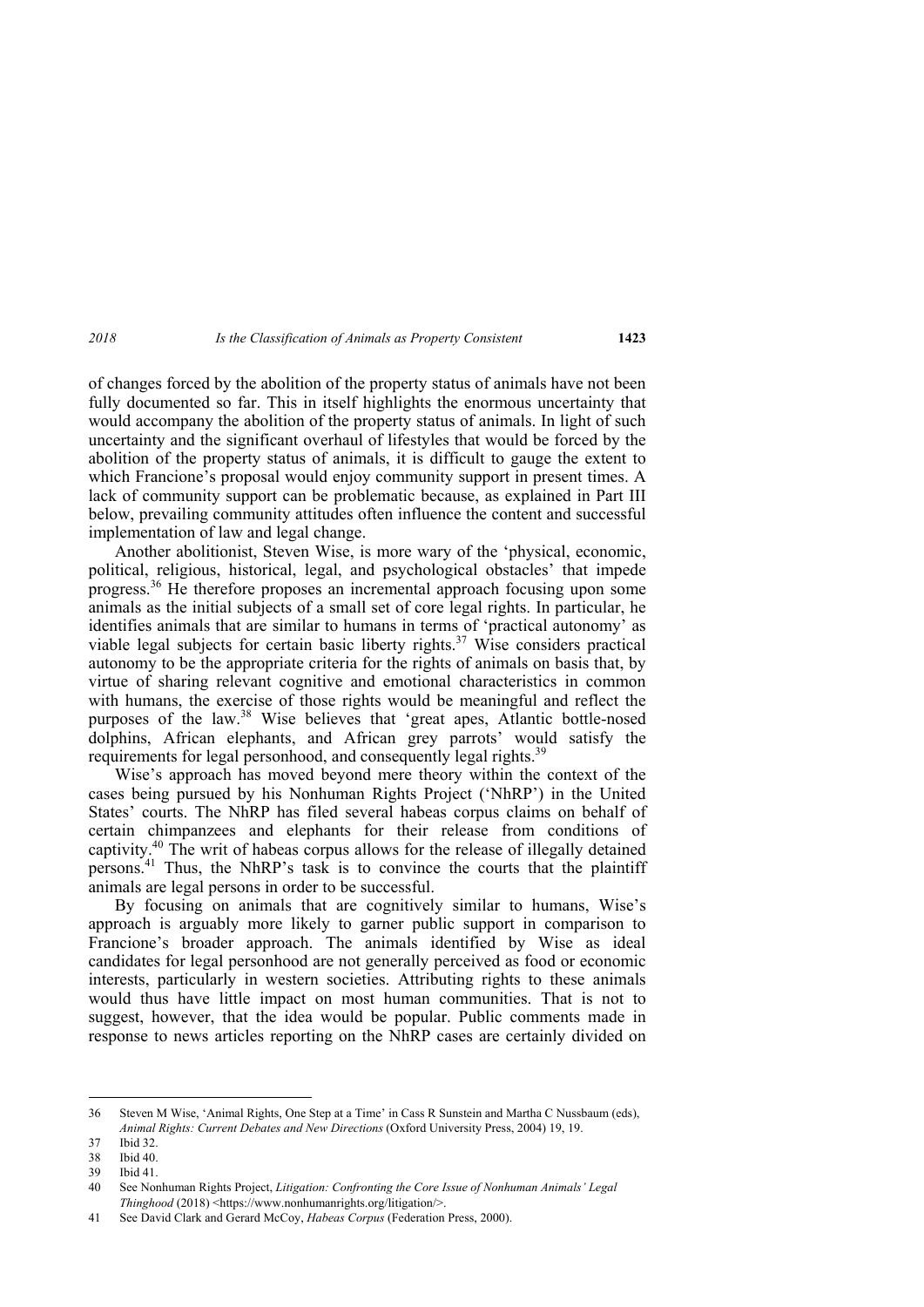of changes forced by the abolition of the property status of animals have not been fully documented so far. This in itself highlights the enormous uncertainty that would accompany the abolition of the property status of animals. In light of such uncertainty and the significant overhaul of lifestyles that would be forced by the abolition of the property status of animals, it is difficult to gauge the extent to which Francione's proposal would enjoy community support in present times. A lack of community support can be problematic because, as explained in Part III below, prevailing community attitudes often influence the content and successful implementation of law and legal change.

Another abolitionist, Steven Wise, is more wary of the 'physical, economic, political, religious, historical, legal, and psychological obstacles' that impede progress.[36] He therefore proposes an incremental approach focusing upon some animals as the initial subjects of a small set of core legal rights. In particular, he identifies animals that are similar to humans in terms of 'practical autonomy' as viable legal subjects for certain basic liberty rights.[37] Wise considers practical autonomy to be the appropriate criteria for the rights of animals on basis that, by virtue of sharing relevant cognitive and emotional characteristics in common with humans, the exercise of those rights would be meaningful and reflect the purposes of the law.[38] Wise believes that 'great apes, Atlantic bottle-nosed dolphins, African elephants, and African grey parrots' would satisfy the requirements for legal personhood, and consequently legal rights.[39]

Wise's approach has moved beyond mere theory within the context of the cases being pursued by his Nonhuman Rights Project ('NhRP') in the United States' courts. The NhRP has filed several habeas corpus claims on behalf of certain chimpanzees and elephants for their release from conditions of captivity.[40] The writ of habeas corpus allows for the release of illegally detained persons.[41] Thus, the NhRP's task is to convince the courts that the plaintiff animals are legal persons in order to be successful.

By focusing on animals that are cognitively similar to humans, Wise's approach is arguably more likely to garner public support in comparison to Francione's broader approach. The animals identified by Wise as ideal candidates for legal personhood are not generally perceived as food or economic interests, particularly in western societies. Attributing rights to these animals would thus have little impact on most human communities. That is not to suggest, however, that the idea would be popular. Public comments made in response to news articles reporting on the NhRP cases are certainly divided on

---

36 Steven M Wise, 'Animal Rights, One Step at a Time' in Cass R Sunstein and Martha C Nussbaum (eds), *Animal Rights: Current Debates and New Directions* (Oxford University Press, 2004) 19, 19.

37 Ibid 32.

38 Ibid 40.

39 Ibid 41.

40 See Nonhuman Rights Project, *Litigation: Confronting the Core Issue of Nonhuman Animals' Legal Thinghood* (2018) <https://www.nonhumanrights.org/litigation/>.

41 See David Clark and Gerard McCoy, *Habeas Corpus* (Federation Press, 2000).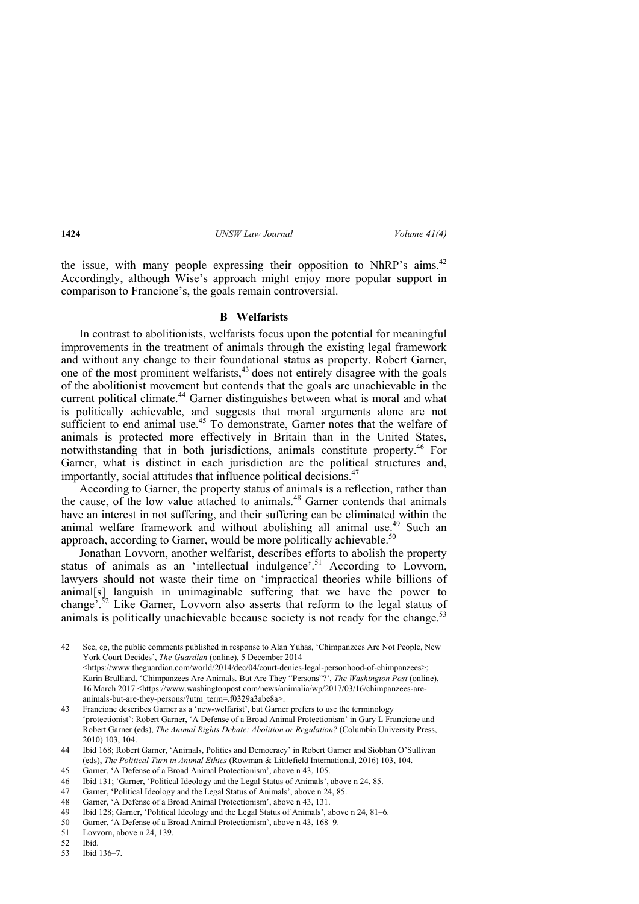the issue, with many people expressing their opposition to NhRP's aims.[42] Accordingly, although Wise's approach might enjoy more popular support in comparison to Francione's, the goals remain controversial.

### B Welfarists

In contrast to abolitionists, welfarists focus upon the potential for meaningful improvements in the treatment of animals through the existing legal framework and without any change to their foundational status as property. Robert Garner, one of the most prominent welfarists,[43] does not entirely disagree with the goals of the abolitionist movement but contends that the goals are unachievable in the current political climate.[44] Garner distinguishes between what is moral and what is politically achievable, and suggests that moral arguments alone are not sufficient to end animal use.[45] To demonstrate, Garner notes that the welfare of animals is protected more effectively in Britain than in the United States, notwithstanding that in both jurisdictions, animals constitute property.[46] For Garner, what is distinct in each jurisdiction are the political structures and, importantly, social attitudes that influence political decisions.[47]

According to Garner, the property status of animals is a reflection, rather than the cause, of the low value attached to animals.[48] Garner contends that animals have an interest in not suffering, and their suffering can be eliminated within the animal welfare framework and without abolishing all animal use.[49] Such an approach, according to Garner, would be more politically achievable.[50]

Jonathan Lovvorn, another welfarist, describes efforts to abolish the property status of animals as an 'intellectual indulgence'.[51] According to Lovvorn, lawyers should not waste their time on 'impractical theories while billions of animal[s] languish in unimaginable suffering that we have the power to change'.[52] Like Garner, Lovvorn also asserts that reform to the legal status of animals is politically unachievable because society is not ready for the change.[53]

---

42 See, eg, the public comments published in response to Alan Yuhas, 'Chimpanzees Are Not People, New York Court Decides', *The Guardian* (online), 5 December 2014 <https://www.theguardian.com/world/2014/dec/04/court-denies-legal-personhood-of-chimpanzees>; Karin Brulliard, 'Chimpanzees Are Animals. But Are They "Persons"?', *The Washington Post* (online), 16 March 2017 <https://www.washingtonpost.com/news/animalia/wp/2017/03/16/chimpanzees-are-animals-but-are-they-persons/?utm_term=.f0329a3abe8a>.

43 Francione describes Garner as a 'new-welfarist', but Garner prefers to use the terminology 'protectionist': Robert Garner, 'A Defense of a Broad Animal Protectionism' in Gary L Francione and Robert Garner (eds), *The Animal Rights Debate: Abolition or Regulation?* (Columbia University Press, 2010) 103, 104.

44 Ibid 168; Robert Garner, 'Animals, Politics and Democracy' in Robert Garner and Siobhan O'Sullivan (eds), *The Political Turn in Animal Ethics* (Rowman & Littlefield International, 2016) 103, 104.

45 Garner, 'A Defense of a Broad Animal Protectionism', above n 43, 105.

46 Ibid 131; 'Garner, 'Political Ideology and the Legal Status of Animals', above n 24, 85.

47 Garner, 'Political Ideology and the Legal Status of Animals', above n 24, 85.

48 Garner, 'A Defense of a Broad Animal Protectionism', above n 43, 131.

49 Ibid 128; Garner, 'Political Ideology and the Legal Status of Animals', above n 24, 81–6.

50 Garner, 'A Defense of a Broad Animal Protectionism', above n 43, 168–9.

51 Lovvorn, above n 24, 139.

52 Ibid.

53 Ibid 136–7.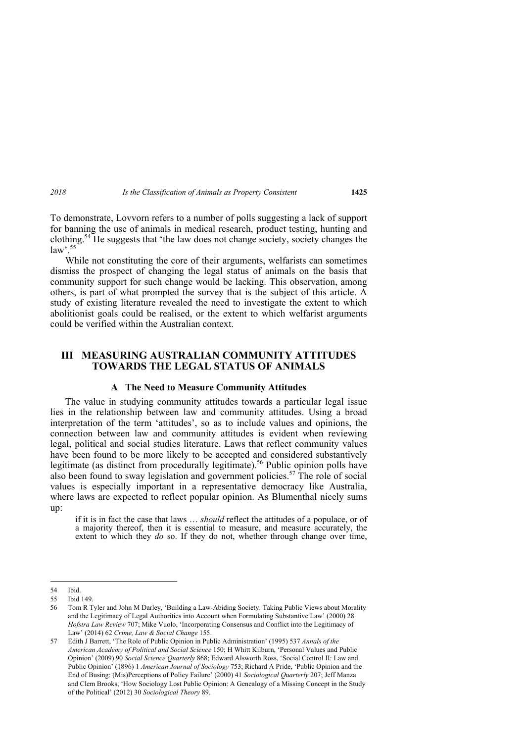To demonstrate, Lovvorn refers to a number of polls suggesting a lack of support for banning the use of animals in medical research, product testing, hunting and clothing.[54] He suggests that 'the law does not change society, society changes the law'.[55]

While not constituting the core of their arguments, welfarists can sometimes dismiss the prospect of changing the legal status of animals on the basis that community support for such change would be lacking. This observation, among others, is part of what prompted the survey that is the subject of this article. A study of existing literature revealed the need to investigate the extent to which abolitionist goals could be realised, or the extent to which welfarist arguments could be verified within the Australian context.

## III MEASURING AUSTRALIAN COMMUNITY ATTITUDES TOWARDS THE LEGAL STATUS OF ANIMALS

### A The Need to Measure Community Attitudes

The value in studying community attitudes towards a particular legal issue lies in the relationship between law and community attitudes. Using a broad interpretation of the term 'attitudes', so as to include values and opinions, the connection between law and community attitudes is evident when reviewing legal, political and social studies literature. Laws that reflect community values have been found to be more likely to be accepted and considered substantively legitimate (as distinct from procedurally legitimate).[56] Public opinion polls have also been found to sway legislation and government policies.[57] The role of social values is especially important in a representative democracy like Australia, where laws are expected to reflect popular opinion. As Blumenthal nicely sums up:

> if it is in fact the case that laws … *should* reflect the attitudes of a populace, or of a majority thereof, then it is essential to measure, and measure accurately, the extent to which they *do* so. If they do not, whether through change over time,

---

54 Ibid.

55 Ibid 149.

56 Tom R Tyler and John M Darley, 'Building a Law-Abiding Society: Taking Public Views about Morality and the Legitimacy of Legal Authorities into Account when Formulating Substantive Law' (2000) 28 *Hofstra Law Review* 707; Mike Vuolo, 'Incorporating Consensus and Conflict into the Legitimacy of Law' (2014) 62 *Crime, Law & Social Change* 155.

57 Edith J Barrett, 'The Role of Public Opinion in Public Administration' (1995) 537 *Annals of the American Academy of Political and Social Science* 150; H Whitt Kilburn, 'Personal Values and Public Opinion' (2009) 90 *Social Science Quarterly* 868; Edward Alsworth Ross, 'Social Control II: Law and Public Opinion' (1896) 1 *American Journal of Sociology* 753; Richard A Pride, 'Public Opinion and the End of Busing: (Mis)Perceptions of Policy Failure' (2000) 41 *Sociological Quarterly* 207; Jeff Manza and Clem Brooks, 'How Sociology Lost Public Opinion: A Genealogy of a Missing Concept in the Study of the Political' (2012) 30 *Sociological Theory* 89.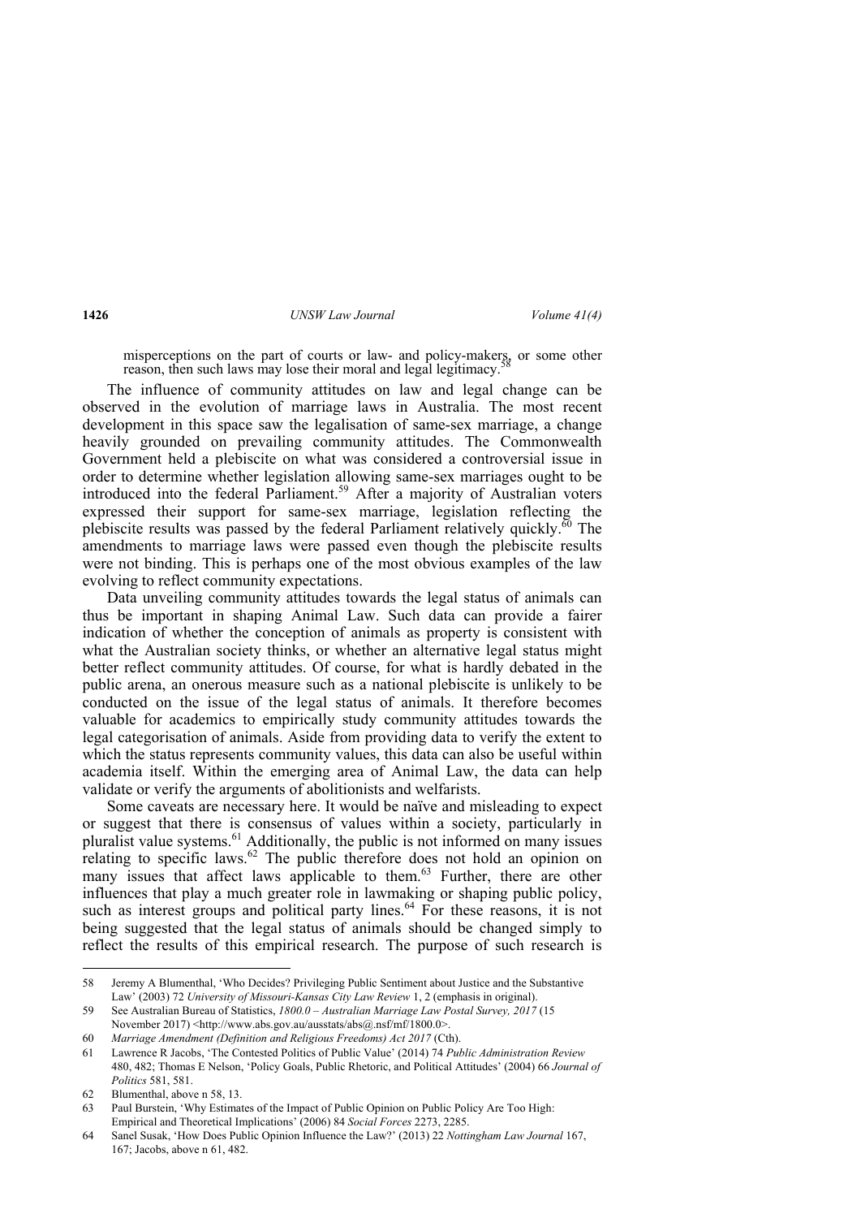misperceptions on the part of courts or law- and policy-makers, or some other reason, then such laws may lose their moral and legal legitimacy.[58]

The influence of community attitudes on law and legal change can be observed in the evolution of marriage laws in Australia. The most recent development in this space saw the legalisation of same-sex marriage, a change heavily grounded on prevailing community attitudes. The Commonwealth Government held a plebiscite on what was considered a controversial issue in order to determine whether legislation allowing same-sex marriages ought to be introduced into the federal Parliament.[59] After a majority of Australian voters expressed their support for same-sex marriage, legislation reflecting the plebiscite results was passed by the federal Parliament relatively quickly.[60] The amendments to marriage laws were passed even though the plebiscite results were not binding. This is perhaps one of the most obvious examples of the law evolving to reflect community expectations.

Data unveiling community attitudes towards the legal status of animals can thus be important in shaping Animal Law. Such data can provide a fairer indication of whether the conception of animals as property is consistent with what the Australian society thinks, or whether an alternative legal status might better reflect community attitudes. Of course, for what is hardly debated in the public arena, an onerous measure such as a national plebiscite is unlikely to be conducted on the issue of the legal status of animals. It therefore becomes valuable for academics to empirically study community attitudes towards the legal categorisation of animals. Aside from providing data to verify the extent to which the status represents community values, this data can also be useful within academia itself. Within the emerging area of Animal Law, the data can help validate or verify the arguments of abolitionists and welfarists.

Some caveats are necessary here. It would be naïve and misleading to expect or suggest that there is consensus of values within a society, particularly in pluralist value systems.[61] Additionally, the public is not informed on many issues relating to specific laws.[62] The public therefore does not hold an opinion on many issues that affect laws applicable to them.[63] Further, there are other influences that play a much greater role in lawmaking or shaping public policy, such as interest groups and political party lines.[64] For these reasons, it is not being suggested that the legal status of animals should be changed simply to reflect the results of this empirical research. The purpose of such research is

---

58 Jeremy A Blumenthal, 'Who Decides? Privileging Public Sentiment about Justice and the Substantive Law' (2003) 72 *University of Missouri-Kansas City Law Review* 1, 2 (emphasis in original).

59 See Australian Bureau of Statistics, *1800.0 – Australian Marriage Law Postal Survey, 2017* (15 November 2017) <http://www.abs.gov.au/ausstats/abs@.nsf/mf/1800.0>.

60 *Marriage Amendment (Definition and Religious Freedoms) Act 2017* (Cth).

61 Lawrence R Jacobs, 'The Contested Politics of Public Value' (2014) 74 *Public Administration Review* 480, 482; Thomas E Nelson, 'Policy Goals, Public Rhetoric, and Political Attitudes' (2004) 66 *Journal of Politics* 581, 581.

62 Blumenthal, above n 58, 13.

63 Paul Burstein, 'Why Estimates of the Impact of Public Opinion on Public Policy Are Too High: Empirical and Theoretical Implications' (2006) 84 *Social Forces* 2273, 2285.

64 Sanel Susak, 'How Does Public Opinion Influence the Law?' (2013) 22 *Nottingham Law Journal* 167, 167; Jacobs, above n 61, 482.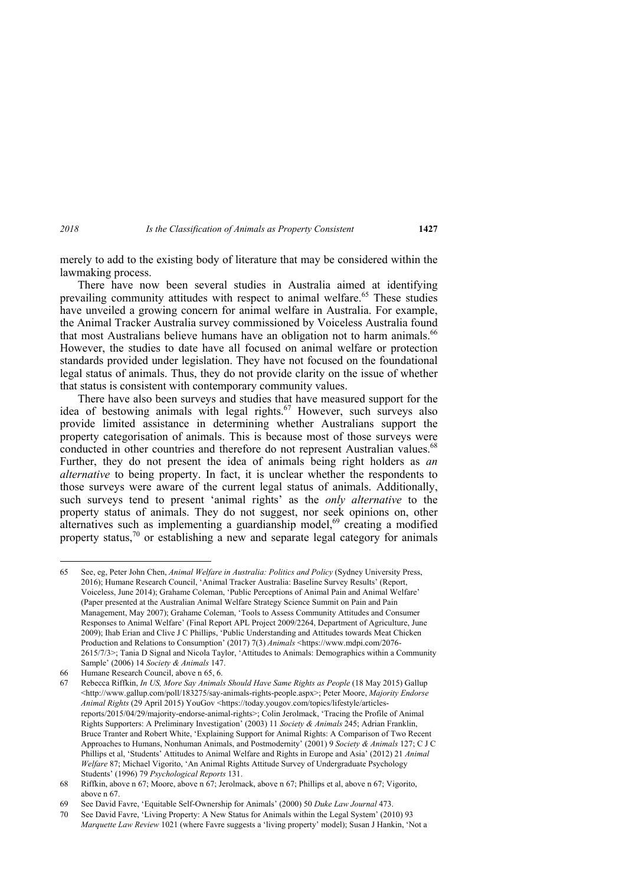merely to add to the existing body of literature that may be considered within the lawmaking process.

There have now been several studies in Australia aimed at identifying prevailing community attitudes with respect to animal welfare.[65] These studies have unveiled a growing concern for animal welfare in Australia. For example, the Animal Tracker Australia survey commissioned by Voiceless Australia found that most Australians believe humans have an obligation not to harm animals.[66] However, the studies to date have all focused on animal welfare or protection standards provided under legislation. They have not focused on the foundational legal status of animals. Thus, they do not provide clarity on the issue of whether that status is consistent with contemporary community values.

There have also been surveys and studies that have measured support for the idea of bestowing animals with legal rights.[67] However, such surveys also provide limited assistance in determining whether Australians support the property categorisation of animals. This is because most of those surveys were conducted in other countries and therefore do not represent Australian values.[68] Further, they do not present the idea of animals being right holders as *an alternative* to being property. In fact, it is unclear whether the respondents to those surveys were aware of the current legal status of animals. Additionally, such surveys tend to present 'animal rights' as the *only alternative* to the property status of animals. They do not suggest, nor seek opinions on, other alternatives such as implementing a guardianship model,[69] creating a modified property status,[70] or establishing a new and separate legal category for animals

---

65 See, eg, Peter John Chen, *Animal Welfare in Australia: Politics and Policy* (Sydney University Press, 2016); Humane Research Council, 'Animal Tracker Australia: Baseline Survey Results' (Report, Voiceless, June 2014); Grahame Coleman, 'Public Perceptions of Animal Pain and Animal Welfare' (Paper presented at the Australian Animal Welfare Strategy Science Summit on Pain and Pain Management, May 2007); Grahame Coleman, 'Tools to Assess Community Attitudes and Consumer Responses to Animal Welfare' (Final Report APL Project 2009/2264, Department of Agriculture, June 2009); Ihab Erian and Clive J C Phillips, 'Public Understanding and Attitudes towards Meat Chicken Production and Relations to Consumption' (2017) 7(3) *Animals* <https://www.mdpi.com/2076-2615/7/3>; Tania D Signal and Nicola Taylor, 'Attitudes to Animals: Demographics within a Community Sample' (2006) 14 *Society & Animals* 147.

66 Humane Research Council, above n 65, 6.

67 Rebecca Riffkin, *In US, More Say Animals Should Have Same Rights as People* (18 May 2015) Gallup <http://www.gallup.com/poll/183275/say-animals-rights-people.aspx>; Peter Moore, *Majority Endorse Animal Rights* (29 April 2015) YouGov <https://today.yougov.com/topics/lifestyle/articles-reports/2015/04/29/majority-endorse-animal-rights>; Colin Jerolmack, 'Tracing the Profile of Animal Rights Supporters: A Preliminary Investigation' (2003) 11 *Society & Animals* 245; Adrian Franklin, Bruce Tranter and Robert White, 'Explaining Support for Animal Rights: A Comparison of Two Recent Approaches to Humans, Nonhuman Animals, and Postmodernity' (2001) 9 *Society & Animals* 127; C J C Phillips et al, 'Students' Attitudes to Animal Welfare and Rights in Europe and Asia' (2012) 21 *Animal Welfare* 87; Michael Vigorito, 'An Animal Rights Attitude Survey of Undergraduate Psychology Students' (1996) 79 *Psychological Reports* 131.

68 Riffkin, above n 67; Moore, above n 67; Jerolmack, above n 67; Phillips et al, above n 67; Vigorito, above n 67.

69 See David Favre, 'Equitable Self-Ownership for Animals' (2000) 50 *Duke Law Journal* 473.

70 See David Favre, 'Living Property: A New Status for Animals within the Legal System' (2010) 93 *Marquette Law Review* 1021 (where Favre suggests a 'living property' model); Susan J Hankin, 'Not a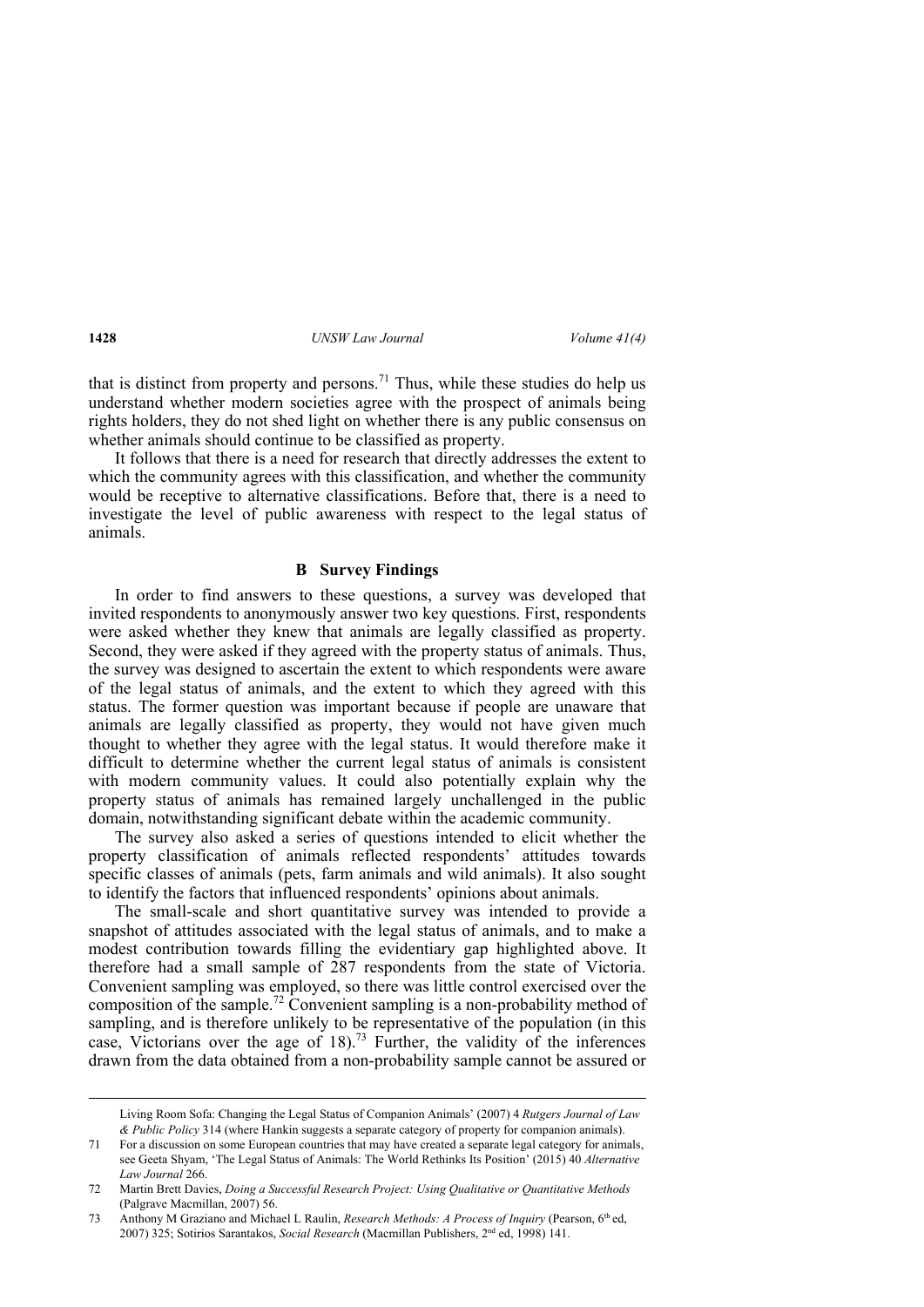that is distinct from property and persons.[71] Thus, while these studies do help us understand whether modern societies agree with the prospect of animals being rights holders, they do not shed light on whether there is any public consensus on whether animals should continue to be classified as property.

It follows that there is a need for research that directly addresses the extent to which the community agrees with this classification, and whether the community would be receptive to alternative classifications. Before that, there is a need to investigate the level of public awareness with respect to the legal status of animals.

### B Survey Findings

In order to find answers to these questions, a survey was developed that invited respondents to anonymously answer two key questions. First, respondents were asked whether they knew that animals are legally classified as property. Second, they were asked if they agreed with the property status of animals. Thus, the survey was designed to ascertain the extent to which respondents were aware of the legal status of animals, and the extent to which they agreed with this status. The former question was important because if people are unaware that animals are legally classified as property, they would not have given much thought to whether they agree with the legal status. It would therefore make it difficult to determine whether the current legal status of animals is consistent with modern community values. It could also potentially explain why the property status of animals has remained largely unchallenged in the public domain, notwithstanding significant debate within the academic community.

The survey also asked a series of questions intended to elicit whether the property classification of animals reflected respondents' attitudes towards specific classes of animals (pets, farm animals and wild animals). It also sought to identify the factors that influenced respondents' opinions about animals.

The small-scale and short quantitative survey was intended to provide a snapshot of attitudes associated with the legal status of animals, and to make a modest contribution towards filling the evidentiary gap highlighted above. It therefore had a small sample of 287 respondents from the state of Victoria. Convenient sampling was employed, so there was little control exercised over the composition of the sample.[72] Convenient sampling is a non-probability method of sampling, and is therefore unlikely to be representative of the population (in this case, Victorians over the age of 18).[73] Further, the validity of the inferences drawn from the data obtained from a non-probability sample cannot be assured or

---

Living Room Sofa: Changing the Legal Status of Companion Animals' (2007) 4 *Rutgers Journal of Law & Public Policy* 314 (where Hankin suggests a separate category of property for companion animals).

71 For a discussion on some European countries that may have created a separate legal category for animals, see Geeta Shyam, 'The Legal Status of Animals: The World Rethinks Its Position' (2015) 40 *Alternative Law Journal* 266.

72 Martin Brett Davies, *Doing a Successful Research Project: Using Qualitative or Quantitative Methods* (Palgrave Macmillan, 2007) 56.

73 Anthony M Graziano and Michael L Raulin, *Research Methods: A Process of Inquiry* (Pearson, 6th ed, 2007) 325; Sotirios Sarantakos, *Social Research* (Macmillan Publishers, 2nd ed, 1998) 141.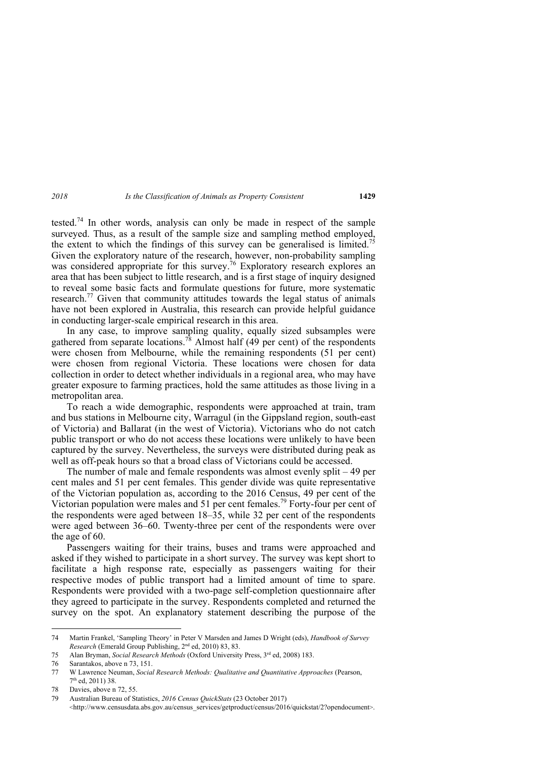tested.[74] In other words, analysis can only be made in respect of the sample surveyed. Thus, as a result of the sample size and sampling method employed, the extent to which the findings of this survey can be generalised is limited.[75] Given the exploratory nature of the research, however, non-probability sampling was considered appropriate for this survey.[76] Exploratory research explores an area that has been subject to little research, and is a first stage of inquiry designed to reveal some basic facts and formulate questions for future, more systematic research.[77] Given that community attitudes towards the legal status of animals have not been explored in Australia, this research can provide helpful guidance in conducting larger-scale empirical research in this area.

In any case, to improve sampling quality, equally sized subsamples were gathered from separate locations.[78] Almost half (49 per cent) of the respondents were chosen from Melbourne, while the remaining respondents (51 per cent) were chosen from regional Victoria. These locations were chosen for data collection in order to detect whether individuals in a regional area, who may have greater exposure to farming practices, hold the same attitudes as those living in a metropolitan area.

To reach a wide demographic, respondents were approached at train, tram and bus stations in Melbourne city, Warragul (in the Gippsland region, south-east of Victoria) and Ballarat (in the west of Victoria). Victorians who do not catch public transport or who do not access these locations were unlikely to have been captured by the survey. Nevertheless, the surveys were distributed during peak as well as off-peak hours so that a broad class of Victorians could be accessed.

The number of male and female respondents was almost evenly split – 49 per cent males and 51 per cent females. This gender divide was quite representative of the Victorian population as, according to the 2016 Census, 49 per cent of the Victorian population were males and 51 per cent females.[79] Forty-four per cent of the respondents were aged between 18–35, while 32 per cent of the respondents were aged between 36–60. Twenty-three per cent of the respondents were over the age of 60.

Passengers waiting for their trains, buses and trams were approached and asked if they wished to participate in a short survey. The survey was kept short to facilitate a high response rate, especially as passengers waiting for their respective modes of public transport had a limited amount of time to spare. Respondents were provided with a two-page self-completion questionnaire after they agreed to participate in the survey. Respondents completed and returned the survey on the spot. An explanatory statement describing the purpose of the

---

74 Martin Frankel, 'Sampling Theory' in Peter V Marsden and James D Wright (eds), *Handbook of Survey Research* (Emerald Group Publishing, 2nd ed, 2010) 83, 83.

75 Alan Bryman, *Social Research Methods* (Oxford University Press, 3rd ed, 2008) 183.

76 Sarantakos, above n 73, 151.

77 W Lawrence Neuman, *Social Research Methods: Qualitative and Quantitative Approaches* (Pearson, 7th ed, 2011) 38.

78 Davies, above n 72, 55.

79 Australian Bureau of Statistics, *2016 Census QuickStats* (23 October 2017) <http://www.censusdata.abs.gov.au/census_services/getproduct/census/2016/quickstat/2?opendocument>.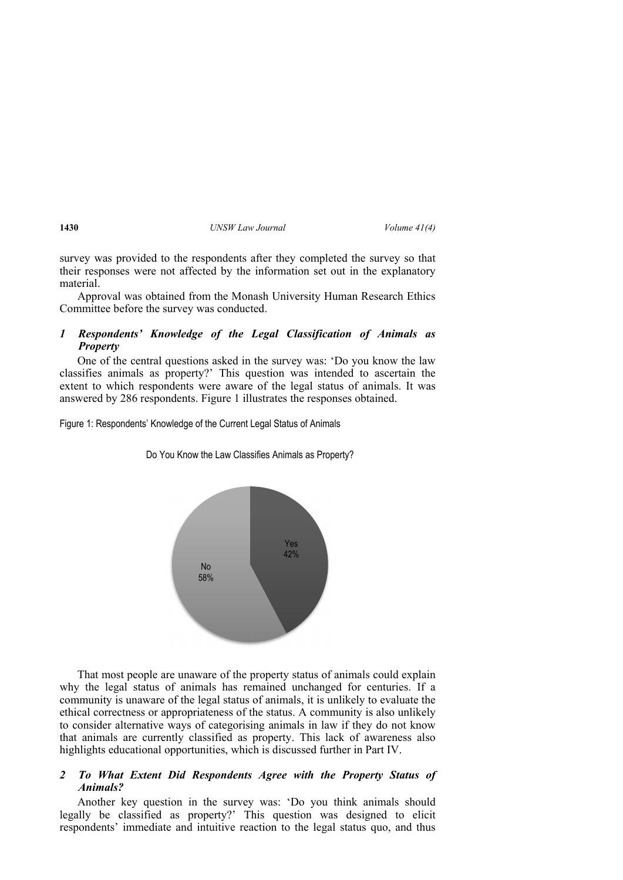survey was provided to the respondents after they completed the survey so that their responses were not affected by the information set out in the explanatory material.

Approval was obtained from the Monash University Human Research Ethics Committee before the survey was conducted.

### *1 Respondents' Knowledge of the Legal Classification of Animals as Property*

One of the central questions asked in the survey was: 'Do you know the law classifies animals as property?' This question was intended to ascertain the extent to which respondents were aware of the legal status of animals. It was answered by 286 respondents. Figure 1 illustrates the responses obtained.

Figure 1: Respondents' Knowledge of the Current Legal Status of Animals

Do You Know the Law Classifies Animals as Property?

Yes 42%

No 58%

That most people are unaware of the property status of animals could explain why the legal status of animals has remained unchanged for centuries. If a community is unaware of the legal status of animals, it is unlikely to evaluate the ethical correctness or appropriateness of the status. A community is also unlikely to consider alternative ways of categorising animals in law if they do not know that animals are currently classified as property. This lack of awareness also highlights educational opportunities, which is discussed further in Part IV.

### *2 To What Extent Did Respondents Agree with the Property Status of Animals?*

Another key question in the survey was: 'Do you think animals should legally be classified as property?' This question was designed to elicit respondents' immediate and intuitive reaction to the legal status quo, and thus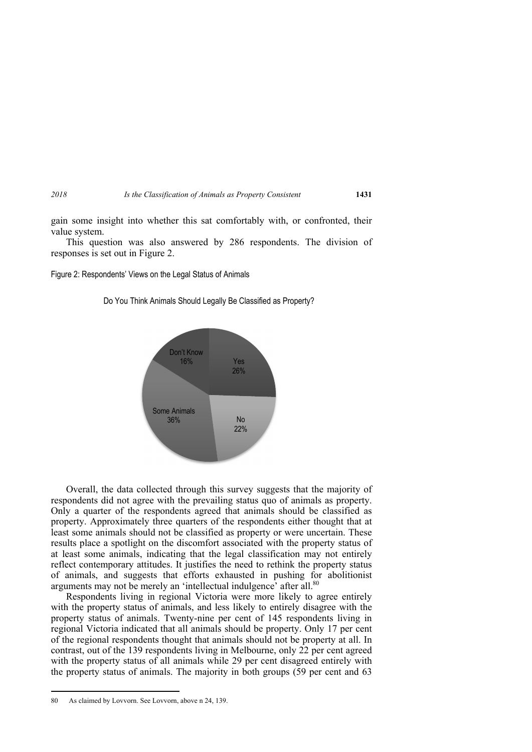gain some insight into whether this sat comfortably with, or confronted, their value system.

This question was also answered by 286 respondents. The division of responses is set out in Figure 2.

Figure 2: Respondents' Views on the Legal Status of Animals

Do You Think Animals Should Legally Be Classified as Property?

| Response | Percentage |
|---|---|
| Yes | 26% |
| No | 22% |
| Some Animals | 36% |
| Don't Know | 16% |

Overall, the data collected through this survey suggests that the majority of respondents did not agree with the prevailing status quo of animals as property. Only a quarter of the respondents agreed that animals should be classified as property. Approximately three quarters of the respondents either thought that at least some animals should not be classified as property or were uncertain. These results place a spotlight on the discomfort associated with the property status of at least some animals, indicating that the legal classification may not entirely reflect contemporary attitudes. It justifies the need to rethink the property status of animals, and suggests that efforts exhausted in pushing for abolitionist arguments may not be merely an 'intellectual indulgence' after all.[80]

Respondents living in regional Victoria were more likely to agree entirely with the property status of animals, and less likely to entirely disagree with the property status of animals. Twenty-nine per cent of 145 respondents living in regional Victoria indicated that all animals should be property. Only 17 per cent of the regional respondents thought that animals should not be property at all. In contrast, out of the 139 respondents living in Melbourne, only 22 per cent agreed with the property status of all animals while 29 per cent disagreed entirely with the property status of animals. The majority in both groups (59 per cent and 63

---

80 As claimed by Lovvorn. See Lovvorn, above n 24, 139.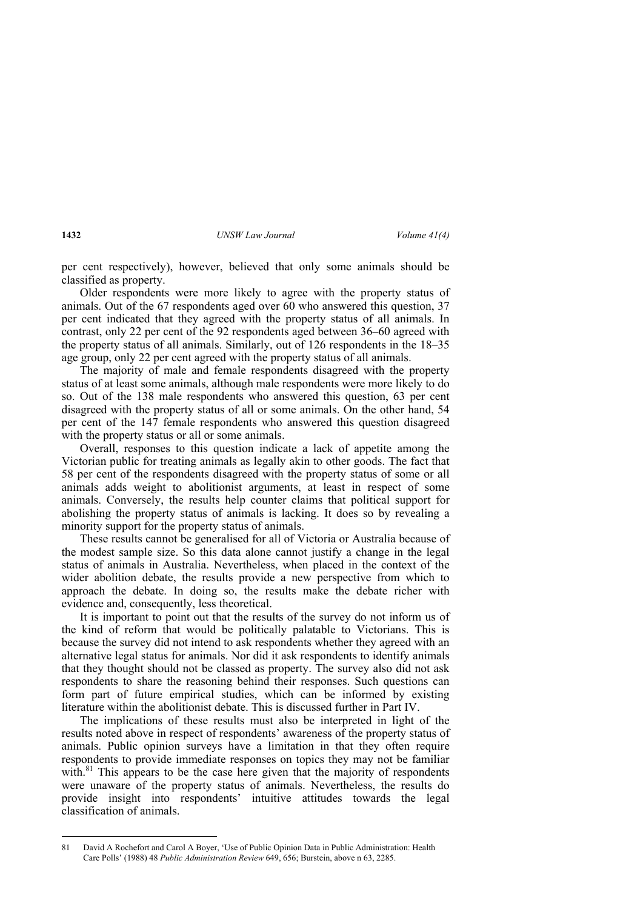per cent respectively), however, believed that only some animals should be classified as property.

Older respondents were more likely to agree with the property status of animals. Out of the 67 respondents aged over 60 who answered this question, 37 per cent indicated that they agreed with the property status of all animals. In contrast, only 22 per cent of the 92 respondents aged between 36–60 agreed with the property status of all animals. Similarly, out of 126 respondents in the 18–35 age group, only 22 per cent agreed with the property status of all animals.

The majority of male and female respondents disagreed with the property status of at least some animals, although male respondents were more likely to do so. Out of the 138 male respondents who answered this question, 63 per cent disagreed with the property status of all or some animals. On the other hand, 54 per cent of the 147 female respondents who answered this question disagreed with the property status or all or some animals.

Overall, responses to this question indicate a lack of appetite among the Victorian public for treating animals as legally akin to other goods. The fact that 58 per cent of the respondents disagreed with the property status of some or all animals adds weight to abolitionist arguments, at least in respect of some animals. Conversely, the results help counter claims that political support for abolishing the property status of animals is lacking. It does so by revealing a minority support for the property status of animals.

These results cannot be generalised for all of Victoria or Australia because of the modest sample size. So this data alone cannot justify a change in the legal status of animals in Australia. Nevertheless, when placed in the context of the wider abolition debate, the results provide a new perspective from which to approach the debate. In doing so, the results make the debate richer with evidence and, consequently, less theoretical.

It is important to point out that the results of the survey do not inform us of the kind of reform that would be politically palatable to Victorians. This is because the survey did not intend to ask respondents whether they agreed with an alternative legal status for animals. Nor did it ask respondents to identify animals that they thought should not be classed as property. The survey also did not ask respondents to share the reasoning behind their responses. Such questions can form part of future empirical studies, which can be informed by existing literature within the abolitionist debate. This is discussed further in Part IV.

The implications of these results must also be interpreted in light of the results noted above in respect of respondents' awareness of the property status of animals. Public opinion surveys have a limitation in that they often require respondents to provide immediate responses on topics they may not be familiar with.[81] This appears to be the case here given that the majority of respondents were unaware of the property status of animals. Nevertheless, the results do provide insight into respondents' intuitive attitudes towards the legal classification of animals.

---

81 David A Rochefort and Carol A Boyer, 'Use of Public Opinion Data in Public Administration: Health Care Polls' (1988) 48 *Public Administration Review* 649, 656; Burstein, above n 63, 2285.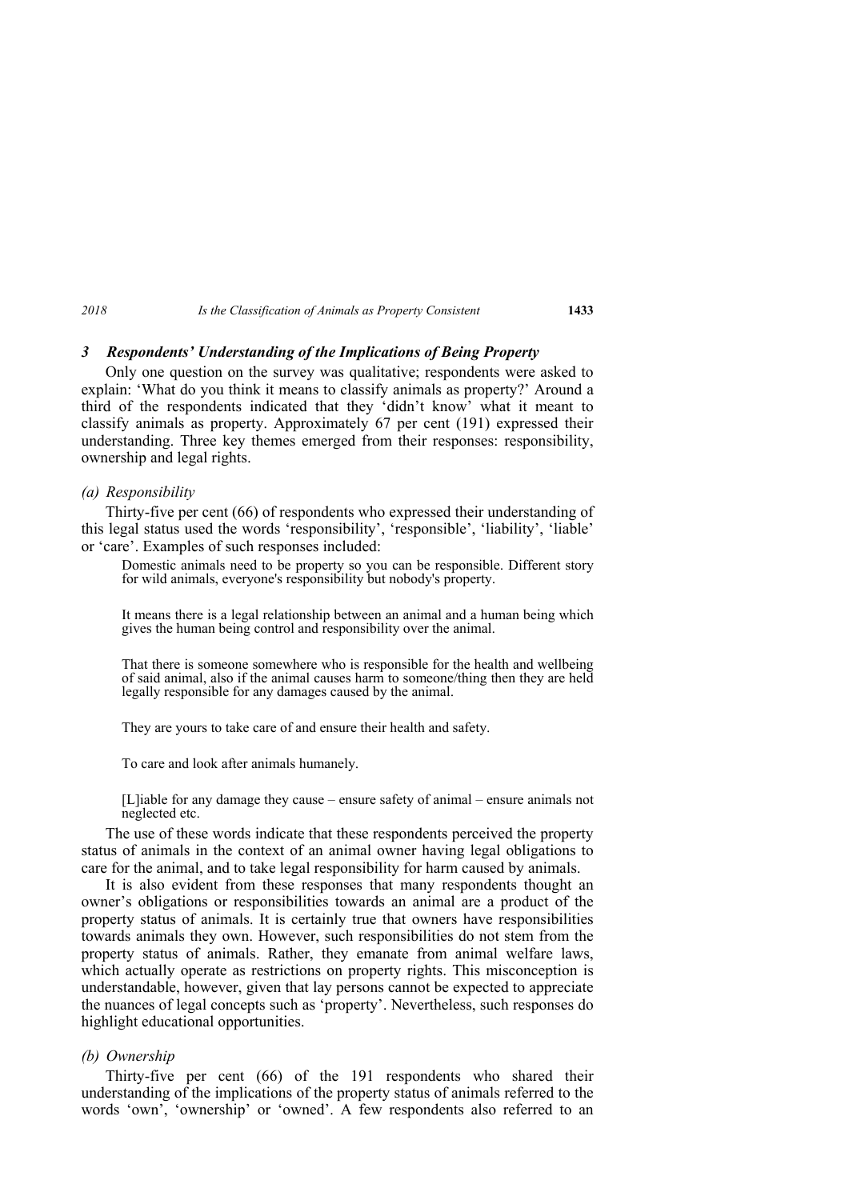### *3 Respondents' Understanding of the Implications of Being Property*

Only one question on the survey was qualitative; respondents were asked to explain: 'What do you think it means to classify animals as property?' Around a third of the respondents indicated that they 'didn't know' what it meant to classify animals as property. Approximately 67 per cent (191) expressed their understanding. Three key themes emerged from their responses: responsibility, ownership and legal rights.

#### *(a) Responsibility*

Thirty-five per cent (66) of respondents who expressed their understanding of this legal status used the words 'responsibility', 'responsible', 'liability', 'liable' or 'care'. Examples of such responses included:

> Domestic animals need to be property so you can be responsible. Different story for wild animals, everyone's responsibility but nobody's property.
>
> It means there is a legal relationship between an animal and a human being which gives the human being control and responsibility over the animal.
>
> That there is someone somewhere who is responsible for the health and wellbeing of said animal, also if the animal causes harm to someone/thing then they are held legally responsible for any damages caused by the animal.
>
> They are yours to take care of and ensure their health and safety.
>
> To care and look after animals humanely.
>
> [L]iable for any damage they cause – ensure safety of animal – ensure animals not neglected etc.

The use of these words indicate that these respondents perceived the property status of animals in the context of an animal owner having legal obligations to care for the animal, and to take legal responsibility for harm caused by animals.

It is also evident from these responses that many respondents thought an owner's obligations or responsibilities towards an animal are a product of the property status of animals. It is certainly true that owners have responsibilities towards animals they own. However, such responsibilities do not stem from the property status of animals. Rather, they emanate from animal welfare laws, which actually operate as restrictions on property rights. This misconception is understandable, however, given that lay persons cannot be expected to appreciate the nuances of legal concepts such as 'property'. Nevertheless, such responses do highlight educational opportunities.

#### *(b) Ownership*

Thirty-five per cent (66) of the 191 respondents who shared their understanding of the implications of the property status of animals referred to the words 'own', 'ownership' or 'owned'. A few respondents also referred to an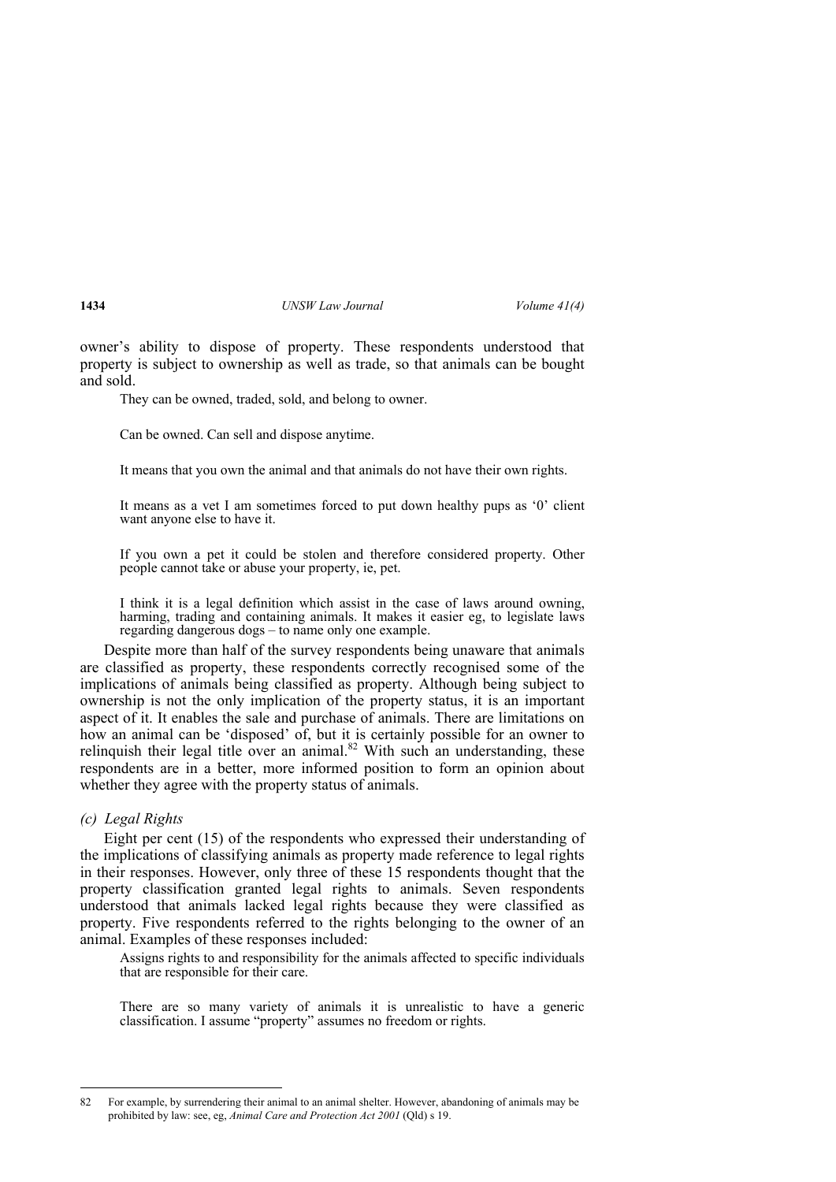owner's ability to dispose of property. These respondents understood that property is subject to ownership as well as trade, so that animals can be bought and sold.

> They can be owned, traded, sold, and belong to owner.

> Can be owned. Can sell and dispose anytime.

> It means that you own the animal and that animals do not have their own rights.

> It means as a vet I am sometimes forced to put down healthy pups as '0' client want anyone else to have it.

> If you own a pet it could be stolen and therefore considered property. Other people cannot take or abuse your property, ie, pet.

> I think it is a legal definition which assist in the case of laws around owning, harming, trading and containing animals. It makes it easier eg, to legislate laws regarding dangerous dogs – to name only one example.

Despite more than half of the survey respondents being unaware that animals are classified as property, these respondents correctly recognised some of the implications of animals being classified as property. Although being subject to ownership is not the only implication of the property status, it is an important aspect of it. It enables the sale and purchase of animals. There are limitations on how an animal can be 'disposed' of, but it is certainly possible for an owner to relinquish their legal title over an animal.[82] With such an understanding, these respondents are in a better, more informed position to form an opinion about whether they agree with the property status of animals.

### *(c) Legal Rights*

Eight per cent (15) of the respondents who expressed their understanding of the implications of classifying animals as property made reference to legal rights in their responses. However, only three of these 15 respondents thought that the property classification granted legal rights to animals. Seven respondents understood that animals lacked legal rights because they were classified as property. Five respondents referred to the rights belonging to the owner of an animal. Examples of these responses included:

> Assigns rights to and responsibility for the animals affected to specific individuals that are responsible for their care.

> There are so many variety of animals it is unrealistic to have a generic classification. I assume "property" assumes no freedom or rights.

---

82 For example, by surrendering their animal to an animal shelter. However, abandoning of animals may be prohibited by law: see, eg, *Animal Care and Protection Act 2001* (Qld) s 19.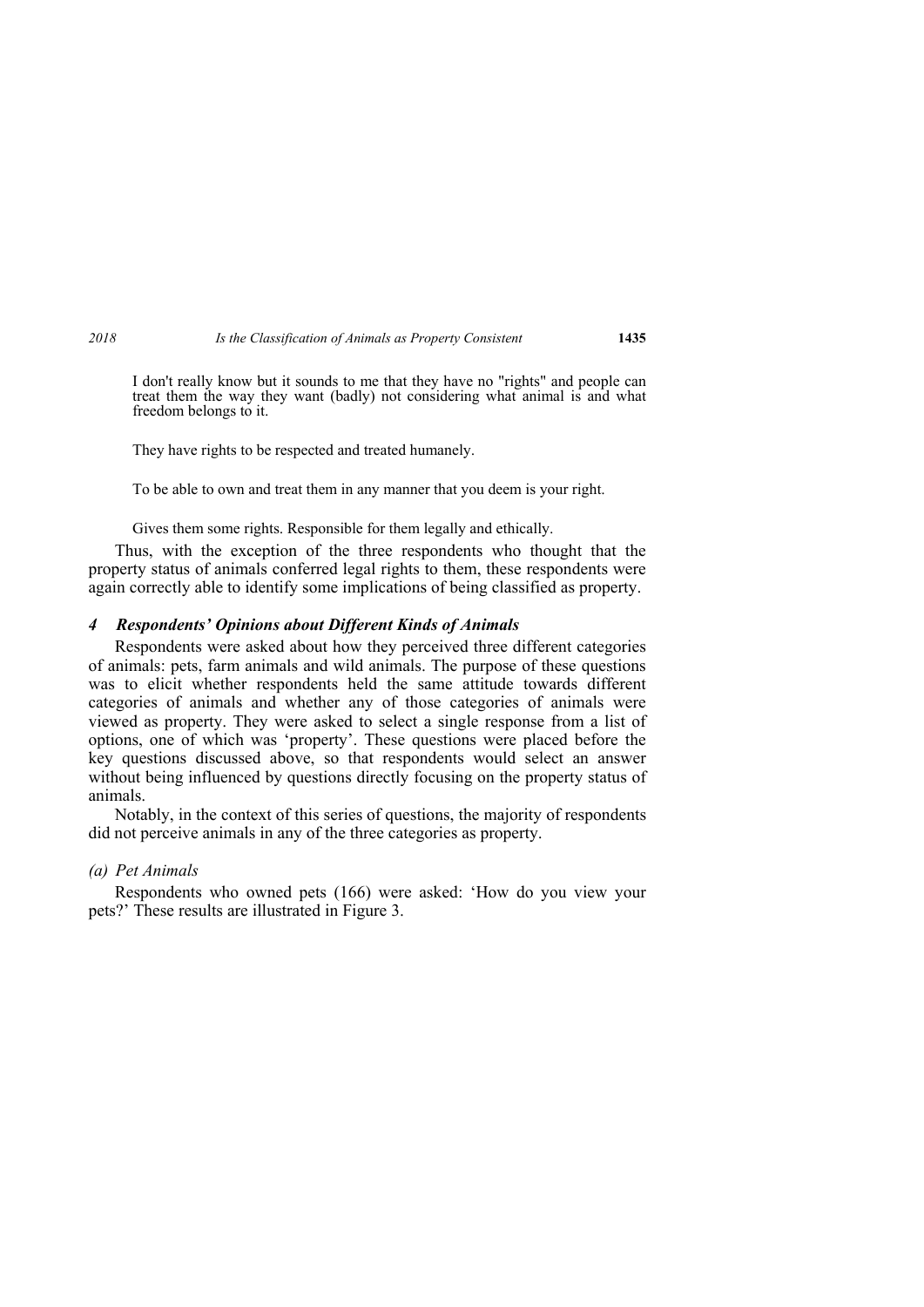> I don't really know but it sounds to me that they have no "rights" and people can treat them the way they want (badly) not considering what animal is and what freedom belongs to it.

> They have rights to be respected and treated humanely.

> To be able to own and treat them in any manner that you deem is your right.

> Gives them some rights. Responsible for them legally and ethically.

Thus, with the exception of the three respondents who thought that the property status of animals conferred legal rights to them, these respondents were again correctly able to identify some implications of being classified as property.

### *4 Respondents' Opinions about Different Kinds of Animals*

Respondents were asked about how they perceived three different categories of animals: pets, farm animals and wild animals. The purpose of these questions was to elicit whether respondents held the same attitude towards different categories of animals and whether any of those categories of animals were viewed as property. They were asked to select a single response from a list of options, one of which was 'property'. These questions were placed before the key questions discussed above, so that respondents would select an answer without being influenced by questions directly focusing on the property status of animals.

Notably, in the context of this series of questions, the majority of respondents did not perceive animals in any of the three categories as property.

#### *(a) Pet Animals*

Respondents who owned pets (166) were asked: 'How do you view your pets?' These results are illustrated in Figure 3.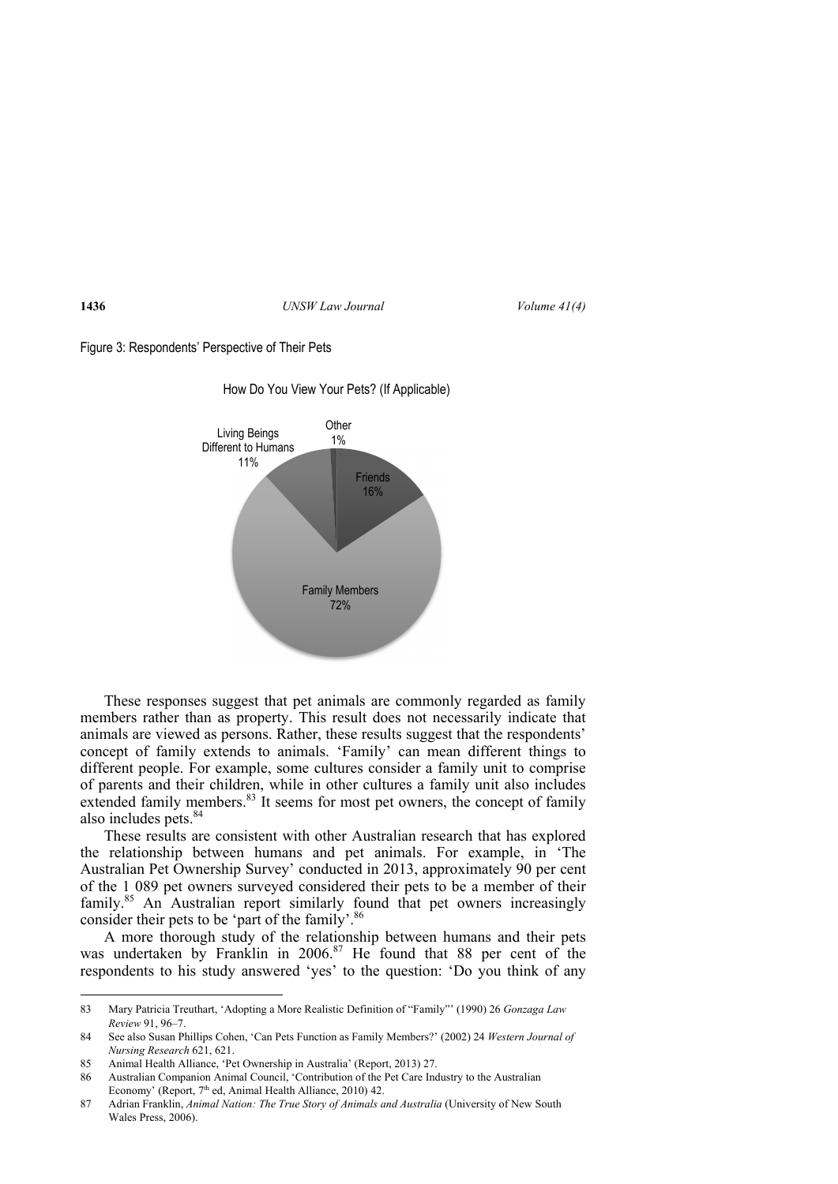Figure 3: Respondents' Perspective of Their Pets

How Do You View Your Pets? (If Applicable)

| Category | Percentage |
| --- | --- |
| Family Members | 72% |
| Friends | 16% |
| Living Beings Different to Humans | 11% |
| Other | 1% |

These responses suggest that pet animals are commonly regarded as family members rather than as property. This result does not necessarily indicate that animals are viewed as persons. Rather, these results suggest that the respondents' concept of family extends to animals. 'Family' can mean different things to different people. For example, some cultures consider a family unit to comprise of parents and their children, while in other cultures a family unit also includes extended family members.[83] It seems for most pet owners, the concept of family also includes pets.[84]

These results are consistent with other Australian research that has explored the relationship between humans and pet animals. For example, in 'The Australian Pet Ownership Survey' conducted in 2013, approximately 90 per cent of the 1 089 pet owners surveyed considered their pets to be a member of their family.[85] An Australian report similarly found that pet owners increasingly consider their pets to be 'part of the family'.[86]

A more thorough study of the relationship between humans and their pets was undertaken by Franklin in 2006.[87] He found that 88 per cent of the respondents to his study answered 'yes' to the question: 'Do you think of any

---

83 Mary Patricia Treuthart, 'Adopting a More Realistic Definition of "Family"' (1990) 26 *Gonzaga Law Review* 91, 96–7.

84 See also Susan Phillips Cohen, 'Can Pets Function as Family Members?' (2002) 24 *Western Journal of Nursing Research* 621, 621.

85 Animal Health Alliance, 'Pet Ownership in Australia' (Report, 2013) 27.

86 Australian Companion Animal Council, 'Contribution of the Pet Care Industry to the Australian Economy' (Report, 7th ed, Animal Health Alliance, 2010) 42.

87 Adrian Franklin, *Animal Nation: The True Story of Animals and Australia* (University of New South Wales Press, 2006).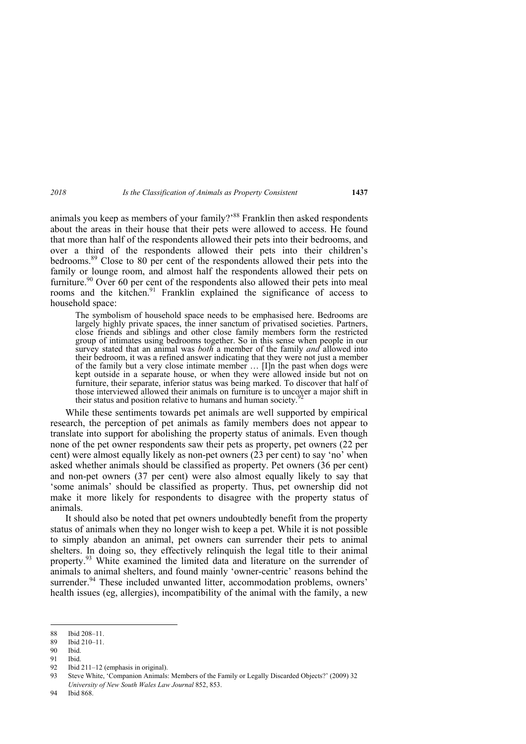animals you keep as members of your family?'[88] Franklin then asked respondents about the areas in their house that their pets were allowed to access. He found that more than half of the respondents allowed their pets into their bedrooms, and over a third of the respondents allowed their pets into their children's bedrooms.[89] Close to 80 per cent of the respondents allowed their pets into the family or lounge room, and almost half the respondents allowed their pets on furniture.[90] Over 60 per cent of the respondents also allowed their pets into meal rooms and the kitchen.[91] Franklin explained the significance of access to household space:

> The symbolism of household space needs to be emphasised here. Bedrooms are largely highly private spaces, the inner sanctum of privatised societies. Partners, close friends and siblings and other close family members form the restricted group of intimates using bedrooms together. So in this sense when people in our survey stated that an animal was *both* a member of the family *and* allowed into their bedroom, it was a refined answer indicating that they were not just a member of the family but a very close intimate member … [I]n the past when dogs were kept outside in a separate house, or when they were allowed inside but not on furniture, their separate, inferior status was being marked. To discover that half of those interviewed allowed their animals on furniture is to uncover a major shift in their status and position relative to humans and human society.[92]

While these sentiments towards pet animals are well supported by empirical research, the perception of pet animals as family members does not appear to translate into support for abolishing the property status of animals. Even though none of the pet owner respondents saw their pets as property, pet owners (22 per cent) were almost equally likely as non-pet owners (23 per cent) to say 'no' when asked whether animals should be classified as property. Pet owners (36 per cent) and non-pet owners (37 per cent) were also almost equally likely to say that 'some animals' should be classified as property. Thus, pet ownership did not make it more likely for respondents to disagree with the property status of animals.

It should also be noted that pet owners undoubtedly benefit from the property status of animals when they no longer wish to keep a pet. While it is not possible to simply abandon an animal, pet owners can surrender their pets to animal shelters. In doing so, they effectively relinquish the legal title to their animal property.[93] White examined the limited data and literature on the surrender of animals to animal shelters, and found mainly 'owner-centric' reasons behind the surrender.[94] These included unwanted litter, accommodation problems, owners' health issues (eg, allergies), incompatibility of the animal with the family, a new

---

88 Ibid 208–11.

89 Ibid 210–11.

90 Ibid.

91 Ibid.

92 Ibid 211–12 (emphasis in original).

93 Steve White, 'Companion Animals: Members of the Family or Legally Discarded Objects?' (2009) 32 *University of New South Wales Law Journal* 852, 853.

94 Ibid 868.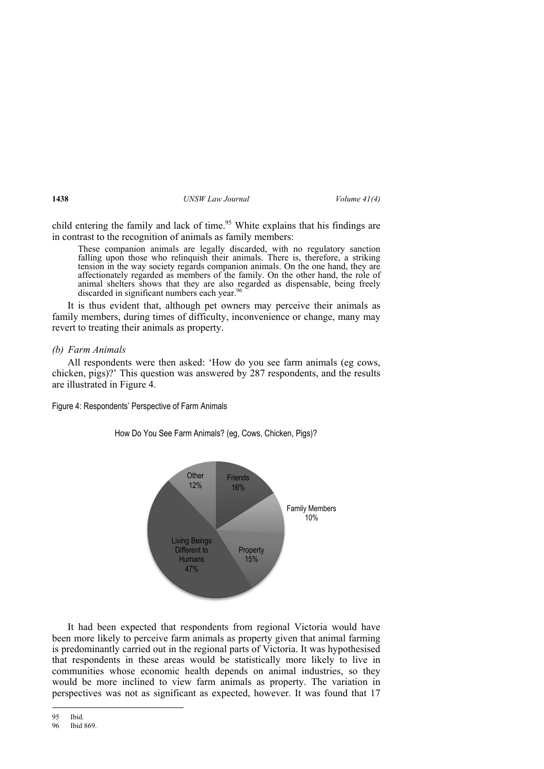child entering the family and lack of time.[95] White explains that his findings are in contrast to the recognition of animals as family members:

> These companion animals are legally discarded, with no regulatory sanction falling upon those who relinquish their animals. There is, therefore, a striking tension in the way society regards companion animals. On the one hand, they are affectionately regarded as members of the family. On the other hand, the role of animal shelters shows that they are also regarded as dispensable, being freely discarded in significant numbers each year.[96]

It is thus evident that, although pet owners may perceive their animals as family members, during times of difficulty, inconvenience or change, many may revert to treating their animals as property.

#### *(b) Farm Animals*

All respondents were then asked: 'How do you see farm animals (eg cows, chicken, pigs)?' This question was answered by 287 respondents, and the results are illustrated in Figure 4.

Figure 4: Respondents' Perspective of Farm Animals

How Do You See Farm Animals? (eg, Cows, Chicken, Pigs)?

| Response | Percentage |
|---|---|
| Friends | 16% |
| Family Members | 10% |
| Property | 15% |
| Living Beings Different to Humans | 47% |
| Other | 12% |

It had been expected that respondents from regional Victoria would have been more likely to perceive farm animals as property given that animal farming is predominantly carried out in the regional parts of Victoria. It was hypothesised that respondents in these areas would be statistically more likely to live in communities whose economic health depends on animal industries, so they would be more inclined to view farm animals as property. The variation in perspectives was not as significant as expected, however. It was found that 17

---

95 Ibid.

96 Ibid 869.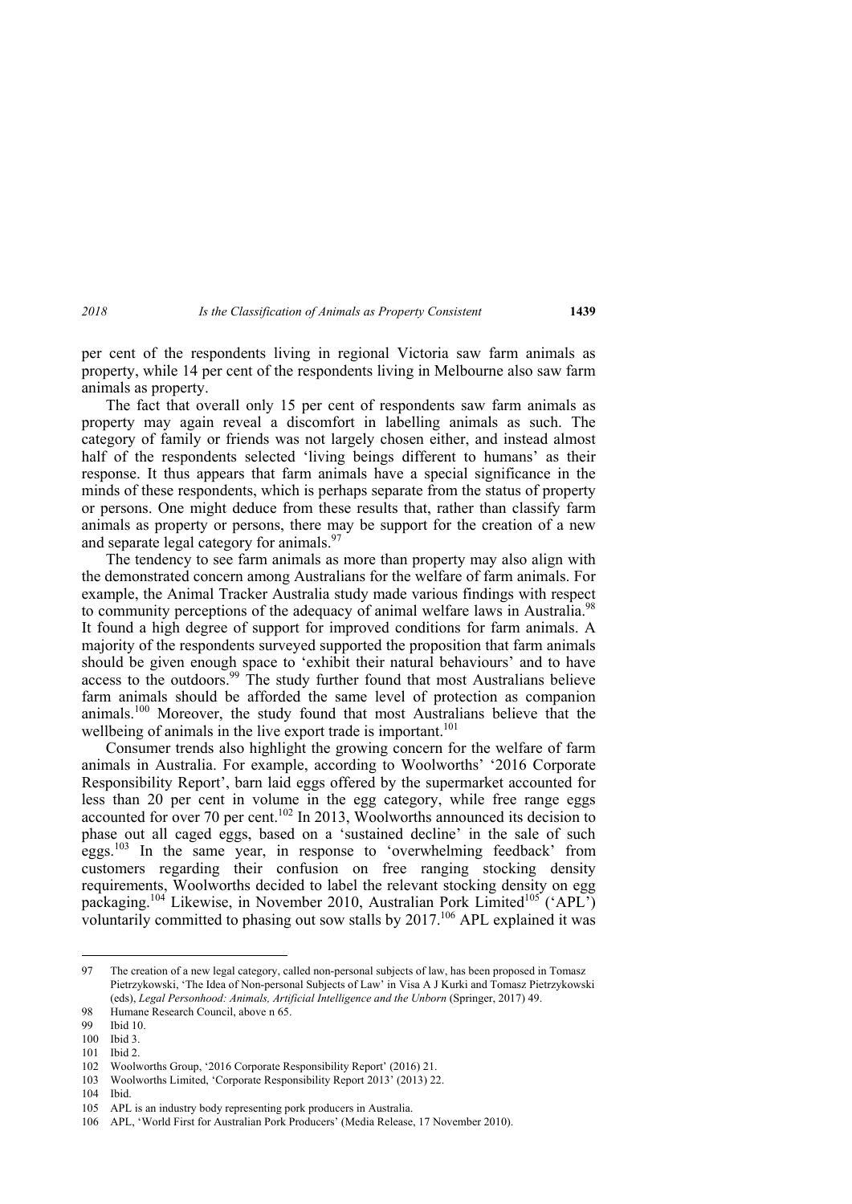per cent of the respondents living in regional Victoria saw farm animals as property, while 14 per cent of the respondents living in Melbourne also saw farm animals as property.

The fact that overall only 15 per cent of respondents saw farm animals as property may again reveal a discomfort in labelling animals as such. The category of family or friends was not largely chosen either, and instead almost half of the respondents selected 'living beings different to humans' as their response. It thus appears that farm animals have a special significance in the minds of these respondents, which is perhaps separate from the status of property or persons. One might deduce from these results that, rather than classify farm animals as property or persons, there may be support for the creation of a new and separate legal category for animals.[97]

The tendency to see farm animals as more than property may also align with the demonstrated concern among Australians for the welfare of farm animals. For example, the Animal Tracker Australia study made various findings with respect to community perceptions of the adequacy of animal welfare laws in Australia.[98] It found a high degree of support for improved conditions for farm animals. A majority of the respondents surveyed supported the proposition that farm animals should be given enough space to 'exhibit their natural behaviours' and to have access to the outdoors.[99] The study further found that most Australians believe farm animals should be afforded the same level of protection as companion animals.[100] Moreover, the study found that most Australians believe that the wellbeing of animals in the live export trade is important.[101]

Consumer trends also highlight the growing concern for the welfare of farm animals in Australia. For example, according to Woolworths' '2016 Corporate Responsibility Report', barn laid eggs offered by the supermarket accounted for less than 20 per cent in volume in the egg category, while free range eggs accounted for over 70 per cent.[102] In 2013, Woolworths announced its decision to phase out all caged eggs, based on a 'sustained decline' in the sale of such eggs.[103] In the same year, in response to 'overwhelming feedback' from customers regarding their confusion on free ranging stocking density requirements, Woolworths decided to label the relevant stocking density on egg packaging.[104] Likewise, in November 2010, Australian Pork Limited[105] ('APL') voluntarily committed to phasing out sow stalls by 2017.[106] APL explained it was

---

97 The creation of a new legal category, called non-personal subjects of law, has been proposed in Tomasz Pietrzykowski, 'The Idea of Non-personal Subjects of Law' in Visa A J Kurki and Tomasz Pietrzykowski (eds), *Legal Personhood: Animals, Artificial Intelligence and the Unborn* (Springer, 2017) 49.

98 Humane Research Council, above n 65.

99 Ibid 10.

100 Ibid 3.

101 Ibid 2.

102 Woolworths Group, '2016 Corporate Responsibility Report' (2016) 21.

103 Woolworths Limited, 'Corporate Responsibility Report 2013' (2013) 22.

104 Ibid.

105 APL is an industry body representing pork producers in Australia.

106 APL, 'World First for Australian Pork Producers' (Media Release, 17 November 2010).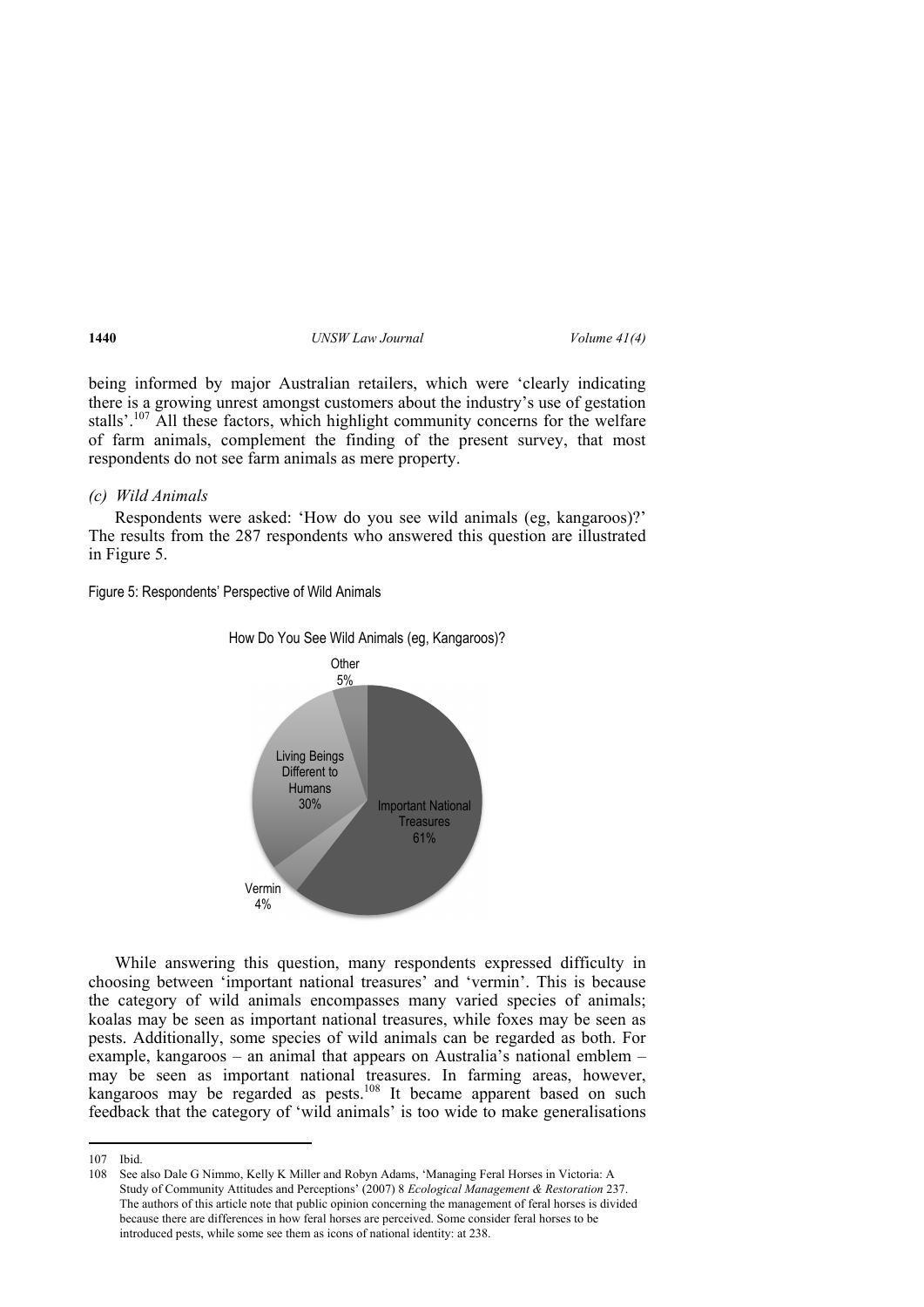being informed by major Australian retailers, which were 'clearly indicating there is a growing unrest amongst customers about the industry's use of gestation stalls'.[107] All these factors, which highlight community concerns for the welfare of farm animals, complement the finding of the present survey, that most respondents do not see farm animals as mere property.

### *(c) Wild Animals*

Respondents were asked: 'How do you see wild animals (eg, kangaroos)?' The results from the 287 respondents who answered this question are illustrated in Figure 5.

Figure 5: Respondents' Perspective of Wild Animals

While answering this question, many respondents expressed difficulty in choosing between 'important national treasures' and 'vermin'. This is because the category of wild animals encompasses many varied species of animals; koalas may be seen as important national treasures, while foxes may be seen as pests. Additionally, some species of wild animals can be regarded as both. For example, kangaroos – an animal that appears on Australia's national emblem – may be seen as important national treasures. In farming areas, however, kangaroos may be regarded as pests.[108] It became apparent based on such feedback that the category of 'wild animals' is too wide to make generalisations

---

107 Ibid.

108 See also Dale G Nimmo, Kelly K Miller and Robyn Adams, 'Managing Feral Horses in Victoria: A Study of Community Attitudes and Perceptions' (2007) 8 *Ecological Management & Restoration* 237. The authors of this article note that public opinion concerning the management of feral horses is divided because there are differences in how feral horses are perceived. Some consider feral horses to be introduced pests, while some see them as icons of national identity: at 238.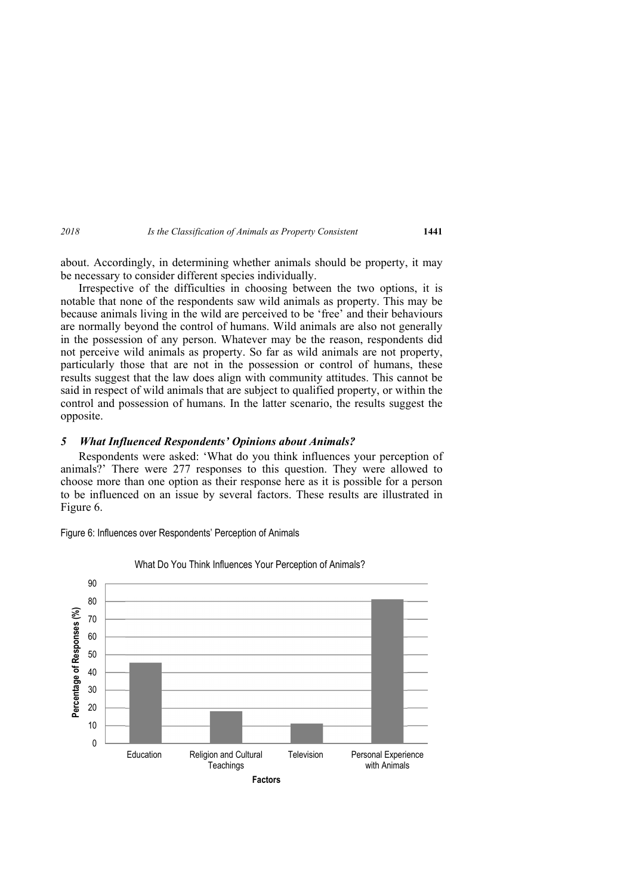about. Accordingly, in determining whether animals should be property, it may be necessary to consider different species individually.

Irrespective of the difficulties in choosing between the two options, it is notable that none of the respondents saw wild animals as property. This may be because animals living in the wild are perceived to be 'free' and their behaviours are normally beyond the control of humans. Wild animals are also not generally in the possession of any person. Whatever may be the reason, respondents did not perceive wild animals as property. So far as wild animals are not property, particularly those that are not in the possession or control of humans, these results suggest that the law does align with community attitudes. This cannot be said in respect of wild animals that are subject to qualified property, or within the control and possession of humans. In the latter scenario, the results suggest the opposite.

### *5 What Influenced Respondents' Opinions about Animals?*

Respondents were asked: 'What do you think influences your perception of animals?' There were 277 responses to this question. They were allowed to choose more than one option as their response here as it is possible for a person to be influenced on an issue by several factors. These results are illustrated in Figure 6.

Figure 6: Influences over Respondents' Perception of Animals

What Do You Think Influences Your Perception of Animals?

Percentage of Responses (%)

90
80
70
60
50
40
30
20
10
0

Education | Religion and Cultural Teachings | Television | Personal Experience with Animals

Factors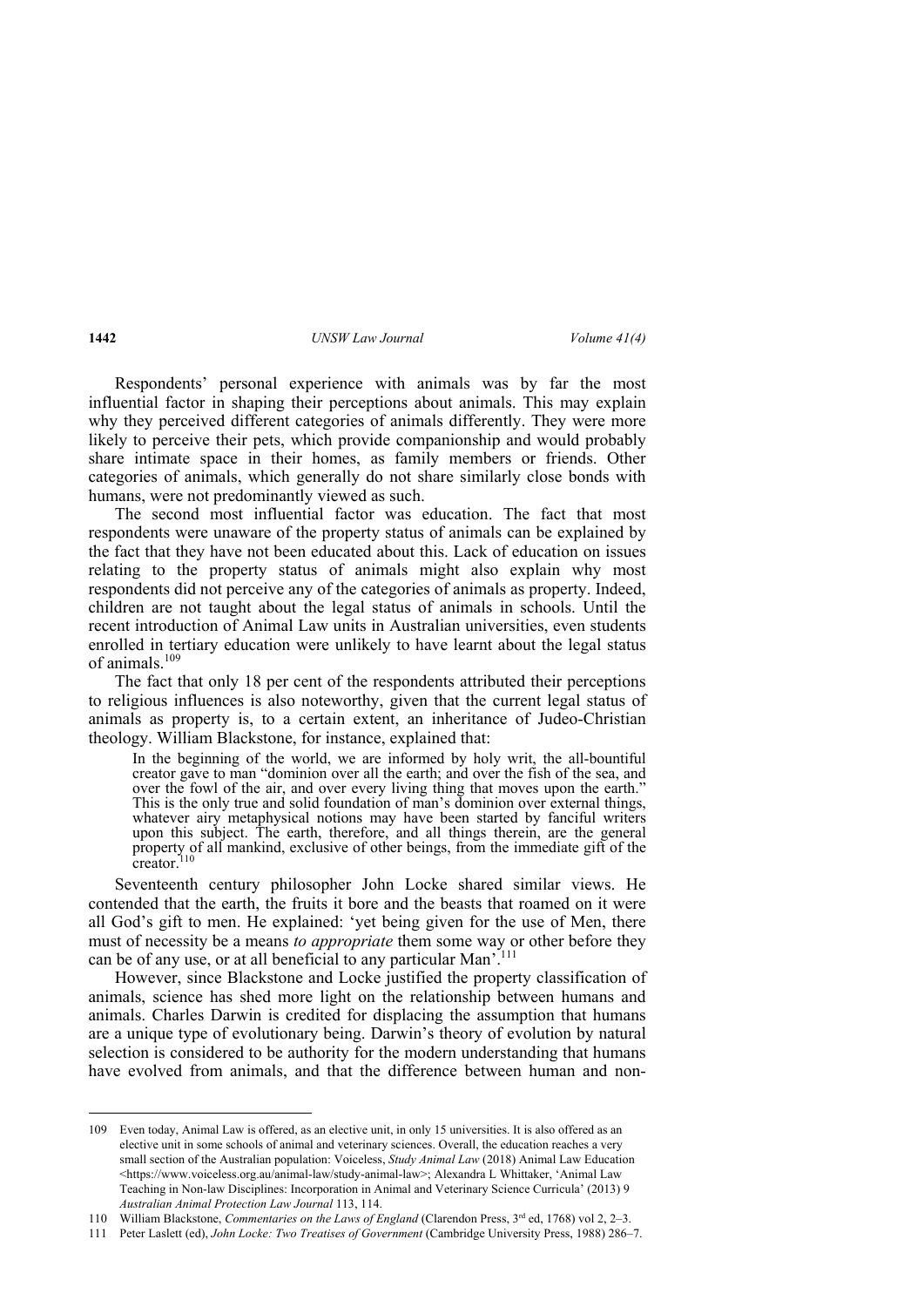Respondents' personal experience with animals was by far the most influential factor in shaping their perceptions about animals. This may explain why they perceived different categories of animals differently. They were more likely to perceive their pets, which provide companionship and would probably share intimate space in their homes, as family members or friends. Other categories of animals, which generally do not share similarly close bonds with humans, were not predominantly viewed as such.

The second most influential factor was education. The fact that most respondents were unaware of the property status of animals can be explained by the fact that they have not been educated about this. Lack of education on issues relating to the property status of animals might also explain why most respondents did not perceive any of the categories of animals as property. Indeed, children are not taught about the legal status of animals in schools. Until the recent introduction of Animal Law units in Australian universities, even students enrolled in tertiary education were unlikely to have learnt about the legal status of animals.[109]

The fact that only 18 per cent of the respondents attributed their perceptions to religious influences is also noteworthy, given that the current legal status of animals as property is, to a certain extent, an inheritance of Judeo-Christian theology. William Blackstone, for instance, explained that:

> In the beginning of the world, we are informed by holy writ, the all-bountiful creator gave to man "dominion over all the earth; and over the fish of the sea, and over the fowl of the air, and over every living thing that moves upon the earth." This is the only true and solid foundation of man's dominion over external things, whatever airy metaphysical notions may have been started by fanciful writers upon this subject. The earth, therefore, and all things therein, are the general property of all mankind, exclusive of other beings, from the immediate gift of the creator.[110]

Seventeenth century philosopher John Locke shared similar views. He contended that the earth, the fruits it bore and the beasts that roamed on it were all God's gift to men. He explained: 'yet being given for the use of Men, there must of necessity be a means *to appropriate* them some way or other before they can be of any use, or at all beneficial to any particular Man'.[111]

However, since Blackstone and Locke justified the property classification of animals, science has shed more light on the relationship between humans and animals. Charles Darwin is credited for displacing the assumption that humans are a unique type of evolutionary being. Darwin's theory of evolution by natural selection is considered to be authority for the modern understanding that humans have evolved from animals, and that the difference between human and non-

---

109 Even today, Animal Law is offered, as an elective unit, in only 15 universities. It is also offered as an elective unit in some schools of animal and veterinary sciences. Overall, the education reaches a very small section of the Australian population: Voiceless, *Study Animal Law* (2018) Animal Law Education <https://www.voiceless.org.au/animal-law/study-animal-law>; Alexandra L Whittaker, 'Animal Law Teaching in Non-law Disciplines: Incorporation in Animal and Veterinary Science Curricula' (2013) 9 *Australian Animal Protection Law Journal* 113, 114.

110 William Blackstone, *Commentaries on the Laws of England* (Clarendon Press, 3rd ed, 1768) vol 2, 2–3.

111 Peter Laslett (ed), *John Locke: Two Treatises of Government* (Cambridge University Press, 1988) 286–7.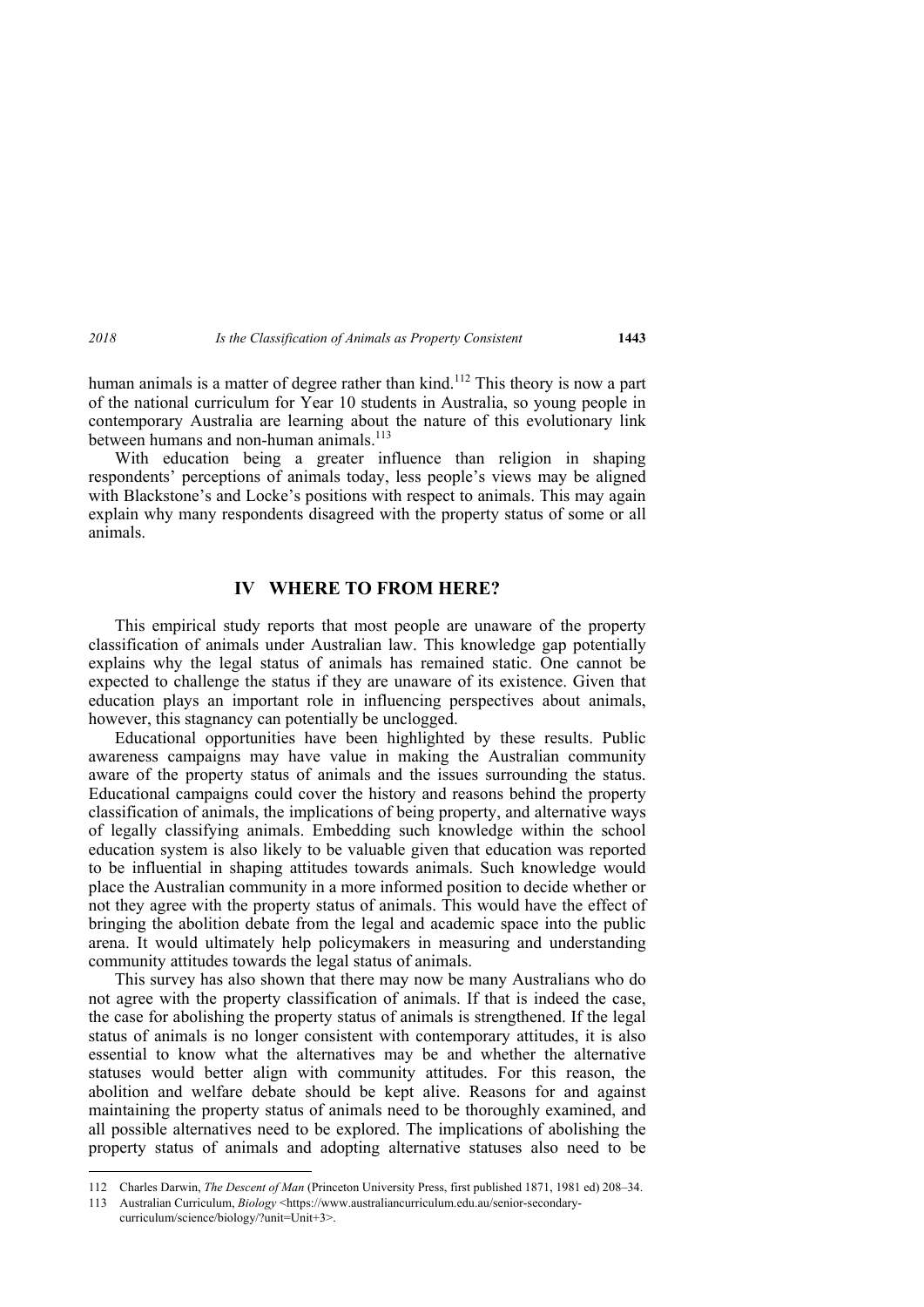human animals is a matter of degree rather than kind.[112] This theory is now a part of the national curriculum for Year 10 students in Australia, so young people in contemporary Australia are learning about the nature of this evolutionary link between humans and non-human animals.[113]

With education being a greater influence than religion in shaping respondents' perceptions of animals today, less people's views may be aligned with Blackstone's and Locke's positions with respect to animals. This may again explain why many respondents disagreed with the property status of some or all animals.

## IV WHERE TO FROM HERE?

This empirical study reports that most people are unaware of the property classification of animals under Australian law. This knowledge gap potentially explains why the legal status of animals has remained static. One cannot be expected to challenge the status if they are unaware of its existence. Given that education plays an important role in influencing perspectives about animals, however, this stagnancy can potentially be unclogged.

Educational opportunities have been highlighted by these results. Public awareness campaigns may have value in making the Australian community aware of the property status of animals and the issues surrounding the status. Educational campaigns could cover the history and reasons behind the property classification of animals, the implications of being property, and alternative ways of legally classifying animals. Embedding such knowledge within the school education system is also likely to be valuable given that education was reported to be influential in shaping attitudes towards animals. Such knowledge would place the Australian community in a more informed position to decide whether or not they agree with the property status of animals. This would have the effect of bringing the abolition debate from the legal and academic space into the public arena. It would ultimately help policymakers in measuring and understanding community attitudes towards the legal status of animals.

This survey has also shown that there may now be many Australians who do not agree with the property classification of animals. If that is indeed the case, the case for abolishing the property status of animals is strengthened. If the legal status of animals is no longer consistent with contemporary attitudes, it is also essential to know what the alternatives may be and whether the alternative statuses would better align with community attitudes. For this reason, the abolition and welfare debate should be kept alive. Reasons for and against maintaining the property status of animals need to be thoroughly examined, and all possible alternatives need to be explored. The implications of abolishing the property status of animals and adopting alternative statuses also need to be

---

112 Charles Darwin, *The Descent of Man* (Princeton University Press, first published 1871, 1981 ed) 208–34.

113 Australian Curriculum, *Biology* <https://www.australiancurriculum.edu.au/senior-secondary-curriculum/science/biology/?unit=Unit+3>.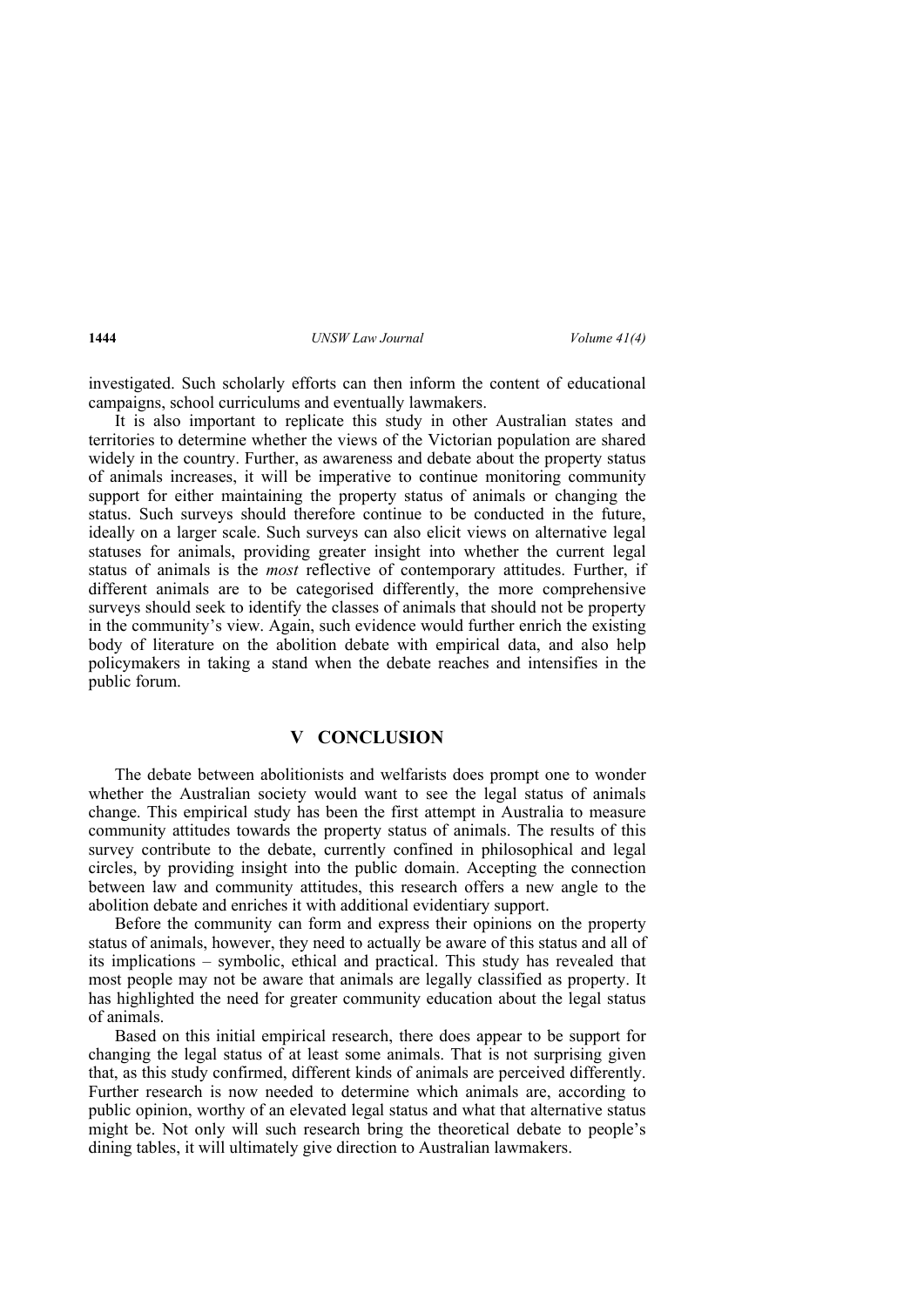investigated. Such scholarly efforts can then inform the content of educational campaigns, school curriculums and eventually lawmakers.

It is also important to replicate this study in other Australian states and territories to determine whether the views of the Victorian population are shared widely in the country. Further, as awareness and debate about the property status of animals increases, it will be imperative to continue monitoring community support for either maintaining the property status of animals or changing the status. Such surveys should therefore continue to be conducted in the future, ideally on a larger scale. Such surveys can also elicit views on alternative legal statuses for animals, providing greater insight into whether the current legal status of animals is the *most* reflective of contemporary attitudes. Further, if different animals are to be categorised differently, the more comprehensive surveys should seek to identify the classes of animals that should not be property in the community's view. Again, such evidence would further enrich the existing body of literature on the abolition debate with empirical data, and also help policymakers in taking a stand when the debate reaches and intensifies in the public forum.

## V CONCLUSION

The debate between abolitionists and welfarists does prompt one to wonder whether the Australian society would want to see the legal status of animals change. This empirical study has been the first attempt in Australia to measure community attitudes towards the property status of animals. The results of this survey contribute to the debate, currently confined in philosophical and legal circles, by providing insight into the public domain. Accepting the connection between law and community attitudes, this research offers a new angle to the abolition debate and enriches it with additional evidentiary support.

Before the community can form and express their opinions on the property status of animals, however, they need to actually be aware of this status and all of its implications – symbolic, ethical and practical. This study has revealed that most people may not be aware that animals are legally classified as property. It has highlighted the need for greater community education about the legal status of animals.

Based on this initial empirical research, there does appear to be support for changing the legal status of at least some animals. That is not surprising given that, as this study confirmed, different kinds of animals are perceived differently. Further research is now needed to determine which animals are, according to public opinion, worthy of an elevated legal status and what that alternative status might be. Not only will such research bring the theoretical debate to people's dining tables, it will ultimately give direction to Australian lawmakers.